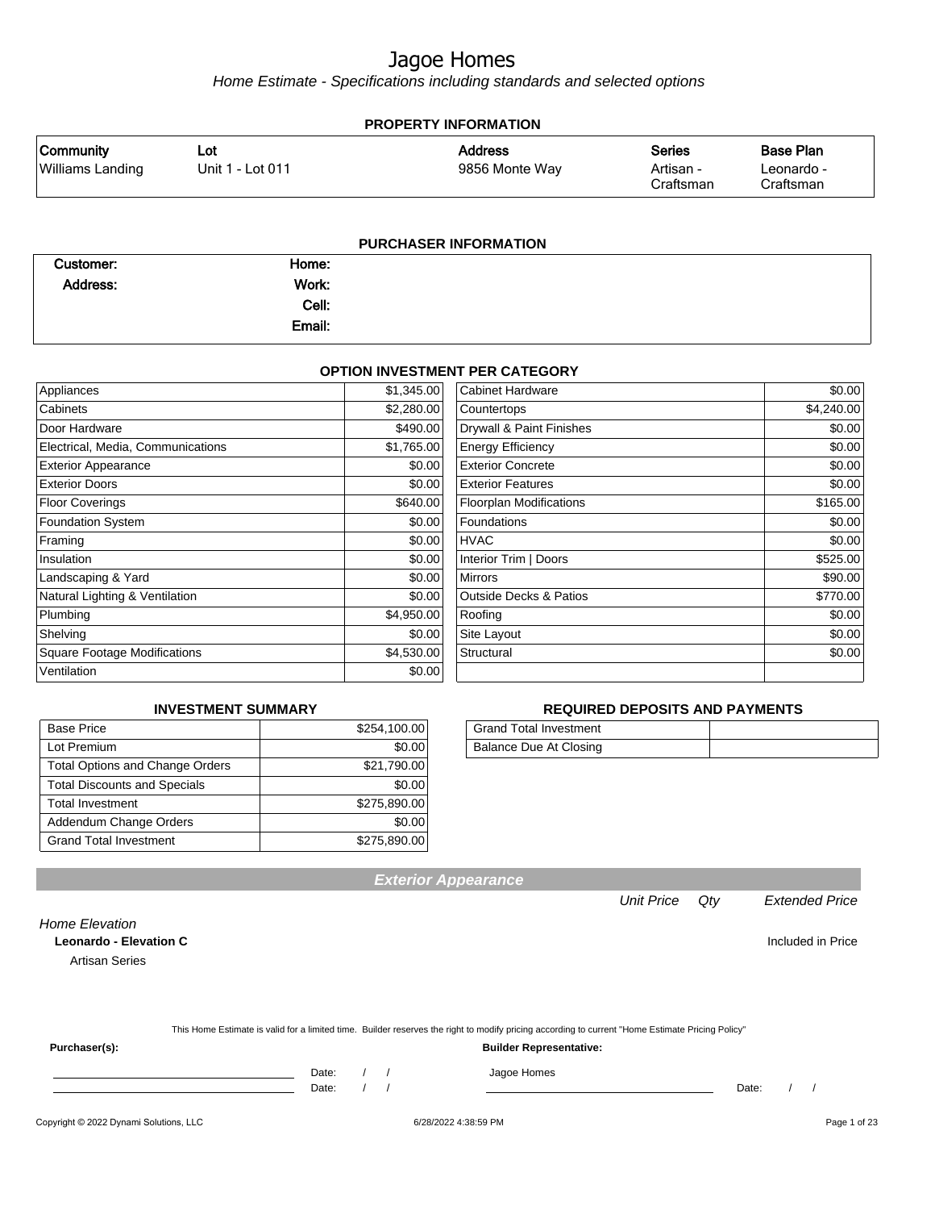# Jagoe Homes

*Home Estimate - Specifications including standards and selected options*

## PROPERTY INFORMATION

| Community | Lot | Address | Series | Base Plan |
|---|---|---|---|---|
| Williams Landing | Unit 1 - Lot 011 | 9856 Monte Way | Artisan - Craftsman | Leonardo - Craftsman |

## PURCHASER INFORMATION

| | | | |
|---|---|---|---|
| **Customer:** | | **Home:** | |
| **Address:** | | **Work:** | |
| | | **Cell:** | |
| | | **Email:** | |

## OPTION INVESTMENT PER CATEGORY

| Category | Amount | Category | Amount |
|---|---|---|---|
| Appliances | $1,345.00 | Cabinet Hardware | $0.00 |
| Cabinets | $2,280.00 | Countertops | $4,240.00 |
| Door Hardware | $490.00 | Drywall & Paint Finishes | $0.00 |
| Electrical, Media, Communications | $1,765.00 | Energy Efficiency | $0.00 |
| Exterior Appearance | $0.00 | Exterior Concrete | $0.00 |
| Exterior Doors | $0.00 | Exterior Features | $0.00 |
| Floor Coverings | $640.00 | Floorplan Modifications | $165.00 |
| Foundation System | $0.00 | Foundations | $0.00 |
| Framing | $0.00 | HVAC | $0.00 |
| Insulation | $0.00 | Interior Trim \| Doors | $525.00 |
| Landscaping & Yard | $0.00 | Mirrors | $90.00 |
| Natural Lighting & Ventilation | $0.00 | Outside Decks & Patios | $770.00 |
| Plumbing | $4,950.00 | Roofing | $0.00 |
| Shelving | $0.00 | Site Layout | $0.00 |
| Square Footage Modifications | $4,530.00 | Structural | $0.00 |
| Ventilation | $0.00 | | |

## INVESTMENT SUMMARY

| | |
|---|---|
| Base Price | $254,100.00 |
| Lot Premium | $0.00 |
| Total Options and Change Orders | $21,790.00 |
| Total Discounts and Specials | $0.00 |
| Total Investment | $275,890.00 |
| Addendum Change Orders | $0.00 |
| Grand Total Investment | $275,890.00 |

## REQUIRED DEPOSITS AND PAYMENTS

| | |
|---|---|
| Grand Total Investment | |
| Balance Due At Closing | |

## Exterior Appearance

| | Unit Price | Qty | Extended Price |
|---|---|---|---|
| *Home Elevation* | | | |
| **Leonardo - Elevation C** | | | Included in Price |
| Artisan Series | | | |

This Home Estimate is valid for a limited time. Builder reserves the right to modify pricing according to current "Home Estimate Pricing Policy"

**Purchaser(s):**

_________________________ Date: / /

_________________________ Date: / /

**Builder Representative:**

Jagoe Homes

_________________________ Date: / /

Copyright © 2022 Dynami Solutions, LLC — 6/28/2022 4:38:59 PM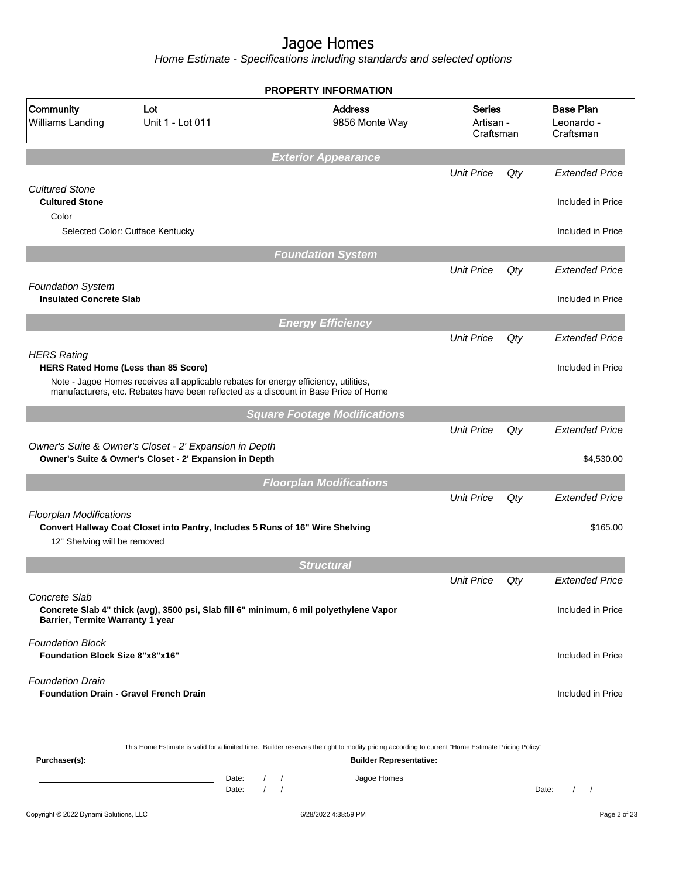# Jagoe Homes

*Home Estimate - Specifications including standards and selected options*

**PROPERTY INFORMATION**

| Community | Lot | Address | Series | Base Plan |
|---|---|---|---|---|
| Williams Landing | Unit 1 - Lot 011 | 9856 Monte Way | Artisan - Craftsman | Leonardo - Craftsman |

## Exterior Appearance

| | Unit Price | Qty | Extended Price |
|---|---|---|---|
| Cultured Stone | | | |
| **Cultured Stone** | | | Included in Price |
| Color | | | |
| Selected Color: Cutface Kentucky | | | Included in Price |

## Foundation System

| | Unit Price | Qty | Extended Price |
|---|---|---|---|
| Foundation System | | | |
| **Insulated Concrete Slab** | | | Included in Price |

## Energy Efficiency

| | Unit Price | Qty | Extended Price |
|---|---|---|---|
| HERS Rating | | | |
| **HERS Rated Home (Less than 85 Score)** | | | Included in Price |
| Note - Jagoe Homes receives all applicable rebates for energy efficiency, utilities, manufacturers, etc. Rebates have been reflected as a discount in Base Price of Home | | | |

## Square Footage Modifications

| | Unit Price | Qty | Extended Price |
|---|---|---|---|
| Owner's Suite & Owner's Closet - 2' Expansion in Depth | | | |
| **Owner's Suite & Owner's Closet - 2' Expansion in Depth** | | | $4,530.00 |

## Floorplan Modifications

| | Unit Price | Qty | Extended Price |
|---|---|---|---|
| Floorplan Modifications | | | |
| **Convert Hallway Coat Closet into Pantry, Includes 5 Runs of 16" Wire Shelving** | | | $165.00 |
| 12" Shelving will be removed | | | |

## Structural

| | Unit Price | Qty | Extended Price |
|---|---|---|---|
| Concrete Slab | | | |
| **Concrete Slab 4" thick (avg), 3500 psi, Slab fill 6" minimum, 6 mil polyethylene Vapor Barrier, Termite Warranty 1 year** | | | Included in Price |
| Foundation Block | | | |
| **Foundation Block Size 8"x8"x16"** | | | Included in Price |
| Foundation Drain | | | |
| **Foundation Drain - Gravel French Drain** | | | Included in Price |

This Home Estimate is valid for a limited time. Builder reserves the right to modify pricing according to current "Home Estimate Pricing Policy"

**Purchaser(s):**

\_\_\_\_\_\_\_\_\_\_\_\_\_\_\_\_\_\_\_\_ Date: / /

\_\_\_\_\_\_\_\_\_\_\_\_\_\_\_\_\_\_\_\_ Date: / /

**Builder Representative:**

Jagoe Homes

\_\_\_\_\_\_\_\_\_\_\_\_\_\_\_\_\_\_\_\_ Date: / /

Copyright © 2022 Dynami Solutions, LLC — 6/28/2022 4:38:59 PM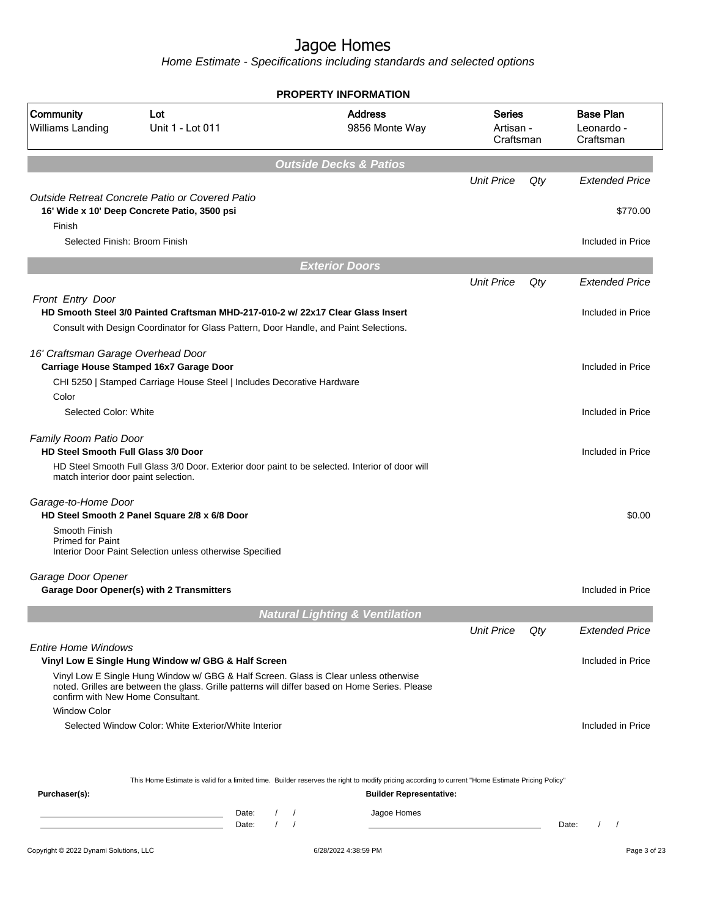# Jagoe Homes

*Home Estimate - Specifications including standards and selected options*

## PROPERTY INFORMATION

| Community | Lot | Address | Series | Base Plan |
|---|---|---|---|---|
| Williams Landing | Unit 1 - Lot 011 | 9856 Monte Way | Artisan - Craftsman | Leonardo - Craftsman |

## Outside Decks & Patios

| | Unit Price | Qty | Extended Price |
|---|---|---|---|
| *Outside Retreat Concrete Patio or Covered Patio* | | | |
| **16' Wide x 10' Deep Concrete Patio, 3500 psi** | | | $770.00 |
| Finish | | | |
| Selected Finish: Broom Finish | | | Included in Price |

## Exterior Doors

| | Unit Price | Qty | Extended Price |
|---|---|---|---|
| *Front Entry Door* | | | |
| **HD Smooth Steel 3/0 Painted Craftsman MHD-217-010-2 w/ 22x17 Clear Glass Insert** | | | Included in Price |
| Consult with Design Coordinator for Glass Pattern, Door Handle, and Paint Selections. | | | |
| *16' Craftsman Garage Overhead Door* | | | |
| **Carriage House Stamped 16x7 Garage Door** | | | Included in Price |
| CHI 5250 \| Stamped Carriage House Steel \| Includes Decorative Hardware | | | |
| Color | | | |
| Selected Color: White | | | Included in Price |
| *Family Room Patio Door* | | | |
| **HD Steel Smooth Full Glass 3/0 Door** | | | Included in Price |
| HD Steel Smooth Full Glass 3/0 Door. Exterior door paint to be selected. Interior of door will match interior door paint selection. | | | |
| *Garage-to-Home Door* | | | |
| **HD Steel Smooth 2 Panel Square 2/8 x 6/8 Door** | | | $0.00 |
| Smooth Finish<br>Primed for Paint<br>Interior Door Paint Selection unless otherwise Specified | | | |
| *Garage Door Opener* | | | |
| **Garage Door Opener(s) with 2 Transmitters** | | | Included in Price |

## Natural Lighting & Ventilation

| | Unit Price | Qty | Extended Price |
|---|---|---|---|
| *Entire Home Windows* | | | |
| **Vinyl Low E Single Hung Window w/ GBG & Half Screen** | | | Included in Price |
| Vinyl Low E Single Hung Window w/ GBG & Half Screen. Glass is Clear unless otherwise noted. Grilles are between the glass. Grille patterns will differ based on Home Series. Please confirm with New Home Consultant. | | | |
| Window Color | | | |
| Selected Window Color: White Exterior/White Interior | | | Included in Price |

This Home Estimate is valid for a limited time. Builder reserves the right to modify pricing according to current "Home Estimate Pricing Policy"

**Purchaser(s):**

______________________ Date: / /

______________________ Date: / /

**Builder Representative:**

Jagoe Homes

______________________ Date: / /

Copyright © 2022 Dynami Solutions, LLC 6/28/2022 4:38:59 PM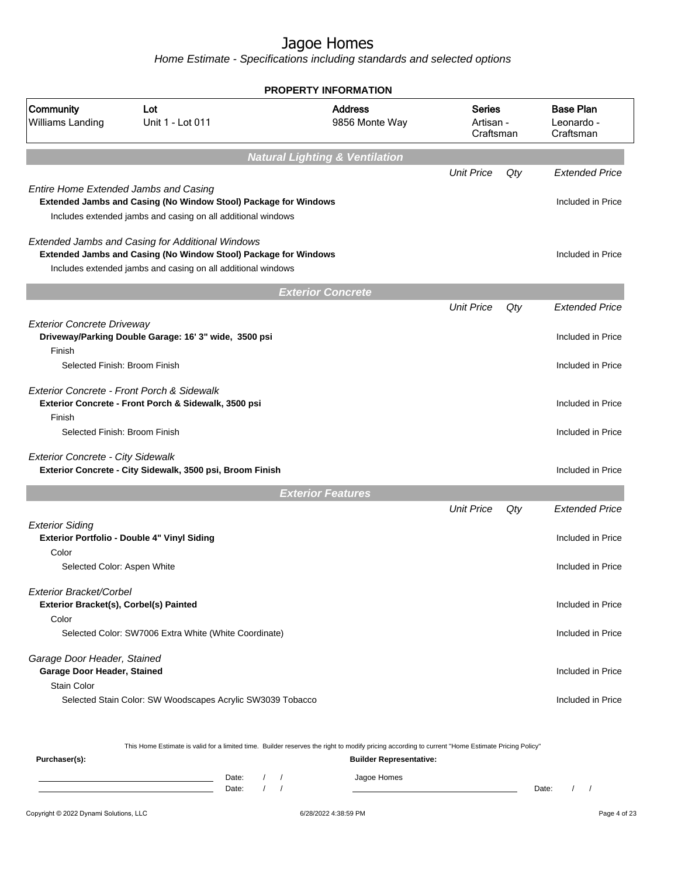# Jagoe Homes

*Home Estimate - Specifications including standards and selected options*

## PROPERTY INFORMATION

| Community | Lot | Address | Series | Base Plan |
|---|---|---|---|---|
| Williams Landing | Unit 1 - Lot 011 | 9856 Monte Way | Artisan - Craftsman | Leonardo - Craftsman |

## Natural Lighting & Ventilation

| | Unit Price | Qty | Extended Price |
|---|---|---|---|
| *Entire Home Extended Jambs and Casing* | | | |
| **Extended Jambs and Casing (No Window Stool) Package for Windows** | | | Included in Price |
| Includes extended jambs and casing on all additional windows | | | |
| *Extended Jambs and Casing for Additional Windows* | | | |
| **Extended Jambs and Casing (No Window Stool) Package for Windows** | | | Included in Price |
| Includes extended jambs and casing on all additional windows | | | |

## Exterior Concrete

| | Unit Price | Qty | Extended Price |
|---|---|---|---|
| *Exterior Concrete Driveway* | | | |
| **Driveway/Parking Double Garage: 16' 3" wide, 3500 psi** | | | Included in Price |
| Finish | | | |
| Selected Finish: Broom Finish | | | Included in Price |
| *Exterior Concrete - Front Porch & Sidewalk* | | | |
| **Exterior Concrete - Front Porch & Sidewalk, 3500 psi** | | | Included in Price |
| Finish | | | |
| Selected Finish: Broom Finish | | | Included in Price |
| *Exterior Concrete - City Sidewalk* | | | |
| **Exterior Concrete - City Sidewalk, 3500 psi, Broom Finish** | | | Included in Price |

## Exterior Features

| | Unit Price | Qty | Extended Price |
|---|---|---|---|
| *Exterior Siding* | | | |
| **Exterior Portfolio - Double 4" Vinyl Siding** | | | Included in Price |
| Color | | | |
| Selected Color: Aspen White | | | Included in Price |
| *Exterior Bracket/Corbel* | | | |
| **Exterior Bracket(s), Corbel(s) Painted** | | | Included in Price |
| Color | | | |
| Selected Color: SW7006 Extra White (White Coordinate) | | | Included in Price |
| *Garage Door Header, Stained* | | | |
| **Garage Door Header, Stained** | | | Included in Price |
| Stain Color | | | |
| Selected Stain Color: SW Woodscapes Acrylic SW3039 Tobacco | | | Included in Price |

This Home Estimate is valid for a limited time. Builder reserves the right to modify pricing according to current "Home Estimate Pricing Policy"

**Purchaser(s):** ______________________ Date: / / 
______________________ Date: / /

**Builder Representative:** Jagoe Homes ______________________ Date: / /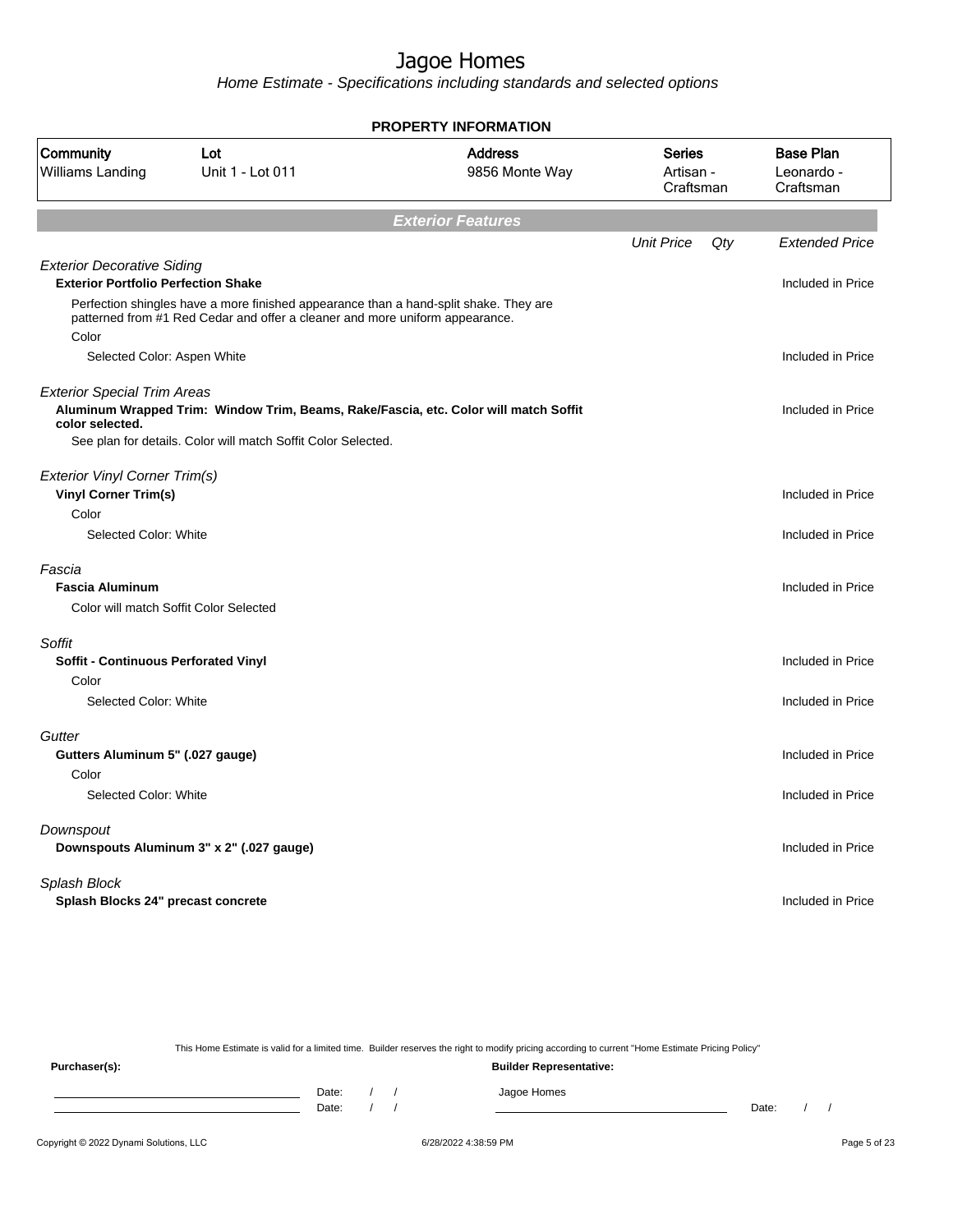# Jagoe Homes

*Home Estimate - Specifications including standards and selected options*

**PROPERTY INFORMATION**

| Community | Lot | Address | Series | Base Plan |
|---|---|---|---|---|
| Williams Landing | Unit 1 - Lot 011 | 9856 Monte Way | Artisan - Craftsman | Leonardo - Craftsman |

## Exterior Features

| | Unit Price | Qty | Extended Price |
|---|---|---|---|
| *Exterior Decorative Siding* | | | |
| **Exterior Portfolio Perfection Shake** | | | Included in Price |
| Perfection shingles have a more finished appearance than a hand-split shake. They are patterned from #1 Red Cedar and offer a cleaner and more uniform appearance. | | | |
| Color | | | |
| Selected Color: Aspen White | | | Included in Price |
| *Exterior Special Trim Areas* | | | |
| **Aluminum Wrapped Trim: Window Trim, Beams, Rake/Fascia, etc. Color will match Soffit color selected.** | | | Included in Price |
| See plan for details. Color will match Soffit Color Selected. | | | |
| *Exterior Vinyl Corner Trim(s)* | | | |
| **Vinyl Corner Trim(s)** | | | Included in Price |
| Color | | | |
| Selected Color: White | | | Included in Price |
| *Fascia* | | | |
| **Fascia Aluminum** | | | Included in Price |
| Color will match Soffit Color Selected | | | |
| *Soffit* | | | |
| **Soffit - Continuous Perforated Vinyl** | | | Included in Price |
| Color | | | |
| Selected Color: White | | | Included in Price |
| *Gutter* | | | |
| **Gutters Aluminum 5" (.027 gauge)** | | | Included in Price |
| Color | | | |
| Selected Color: White | | | Included in Price |
| *Downspout* | | | |
| **Downspouts Aluminum 3" x 2" (.027 gauge)** | | | Included in Price |
| *Splash Block* | | | |
| **Splash Blocks 24" precast concrete** | | | Included in Price |

This Home Estimate is valid for a limited time. Builder reserves the right to modify pricing according to current "Home Estimate Pricing Policy"

**Purchaser(s):** ______________________ Date: / / ______________________ Date: / /

**Builder Representative:** Jagoe Homes ______________________ Date: / /

Copyright © 2022 Dynami Solutions, LLC — 6/28/2022 4:38:59 PM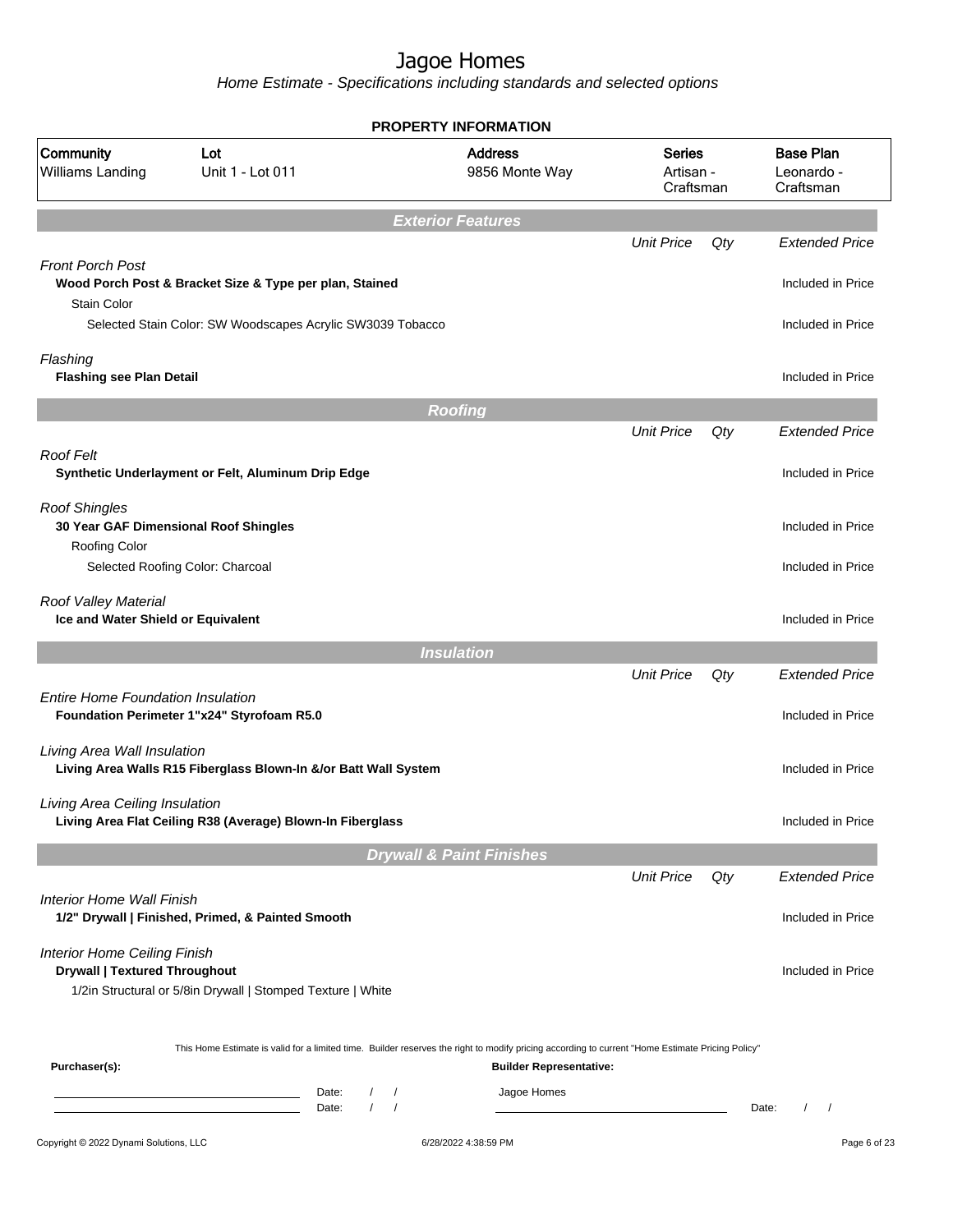# Jagoe Homes

*Home Estimate - Specifications including standards and selected options*

## PROPERTY INFORMATION

| Community | Lot | Address | Series | Base Plan |
|---|---|---|---|---|
| Williams Landing | Unit 1 - Lot 011 | 9856 Monte Way | Artisan - Craftsman | Leonardo - Craftsman |

## Exterior Features

| | Unit Price | Qty | Extended Price |
|---|---|---|---|
| *Front Porch Post* | | | |
| **Wood Porch Post & Bracket Size & Type per plan, Stained** | | | Included in Price |
| Stain Color | | | |
| Selected Stain Color: SW Woodscapes Acrylic SW3039 Tobacco | | | Included in Price |
| *Flashing* | | | |
| **Flashing see Plan Detail** | | | Included in Price |

## Roofing

| | Unit Price | Qty | Extended Price |
|---|---|---|---|
| *Roof Felt* | | | |
| **Synthetic Underlayment or Felt, Aluminum Drip Edge** | | | Included in Price |
| *Roof Shingles* | | | |
| **30 Year GAF Dimensional Roof Shingles** | | | Included in Price |
| Roofing Color | | | |
| Selected Roofing Color: Charcoal | | | Included in Price |
| *Roof Valley Material* | | | |
| **Ice and Water Shield or Equivalent** | | | Included in Price |

## Insulation

| | Unit Price | Qty | Extended Price |
|---|---|---|---|
| *Entire Home Foundation Insulation* | | | |
| **Foundation Perimeter 1"x24" Styrofoam R5.0** | | | Included in Price |
| *Living Area Wall Insulation* | | | |
| **Living Area Walls R15 Fiberglass Blown-In &/or Batt Wall System** | | | Included in Price |
| *Living Area Ceiling Insulation* | | | |
| **Living Area Flat Ceiling R38 (Average) Blown-In Fiberglass** | | | Included in Price |

## Drywall & Paint Finishes

| | Unit Price | Qty | Extended Price |
|---|---|---|---|
| *Interior Home Wall Finish* | | | |
| **1/2" Drywall \| Finished, Primed, & Painted Smooth** | | | Included in Price |
| *Interior Home Ceiling Finish* | | | |
| **Drywall \| Textured Throughout** | | | Included in Price |
| 1/2in Structural or 5/8in Drywall \| Stomped Texture \| White | | | |

This Home Estimate is valid for a limited time. Builder reserves the right to modify pricing according to current "Home Estimate Pricing Policy"

**Purchaser(s):** 

Date: / /

Date: / /

**Builder Representative:**

Jagoe Homes

Date: / /

Copyright © 2022 Dynami Solutions, LLC — 6/28/2022 4:38:59 PM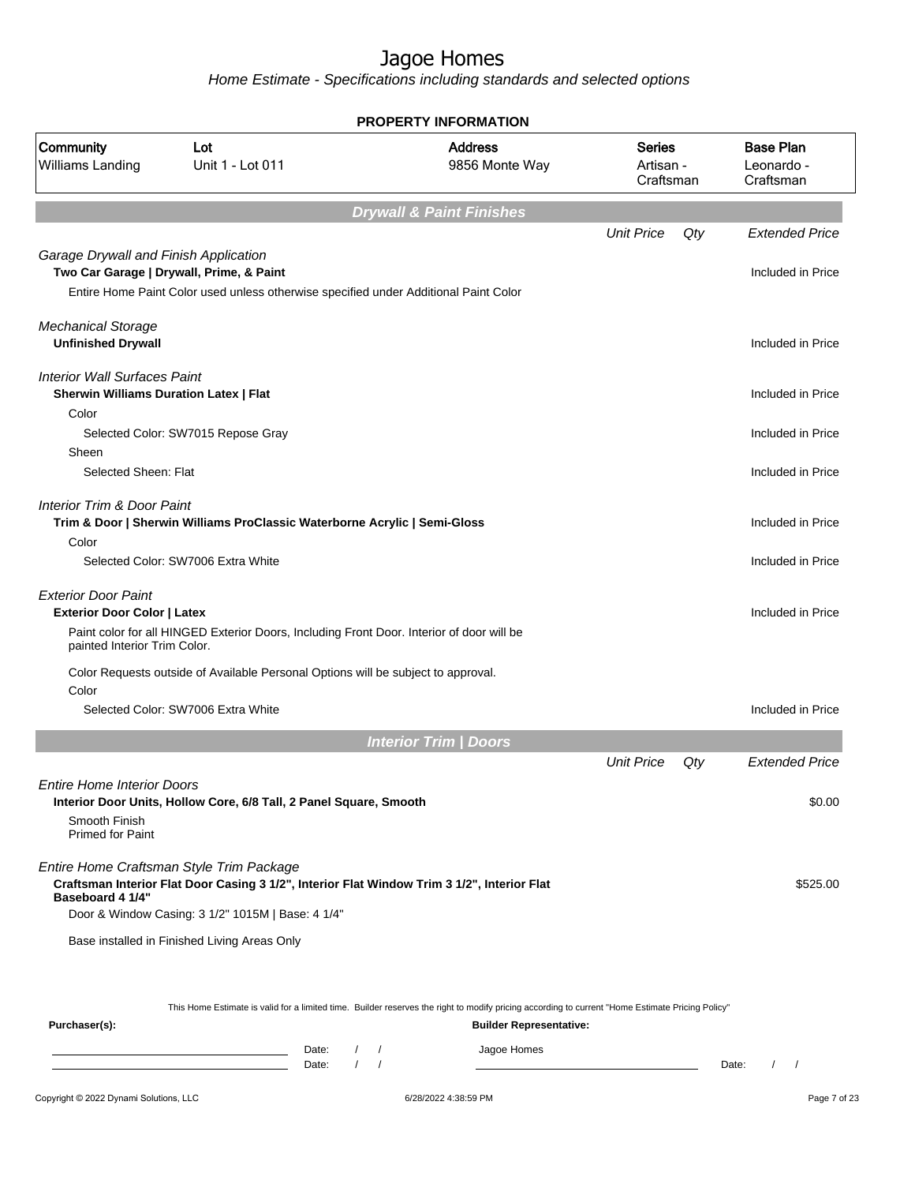# Jagoe Homes

*Home Estimate - Specifications including standards and selected options*

**PROPERTY INFORMATION**

| Community | Lot | Address | Series | Base Plan |
|---|---|---|---|---|
| Williams Landing | Unit 1 - Lot 011 | 9856 Monte Way | Artisan - Craftsman | Leonardo - Craftsman |

## Drywall & Paint Finishes

| | Unit Price | Qty | Extended Price |
|---|---|---|---|
| *Garage Drywall and Finish Application* | | | |
| **Two Car Garage \| Drywall, Prime, & Paint** | | | Included in Price |
| Entire Home Paint Color used unless otherwise specified under Additional Paint Color | | | |
| *Mechanical Storage* | | | |
| **Unfinished Drywall** | | | Included in Price |
| *Interior Wall Surfaces Paint* | | | |
| **Sherwin Williams Duration Latex \| Flat** | | | Included in Price |
| Color | | | |
| Selected Color: SW7015 Repose Gray | | | Included in Price |
| Sheen | | | |
| Selected Sheen: Flat | | | Included in Price |
| *Interior Trim & Door Paint* | | | |
| **Trim & Door \| Sherwin Williams ProClassic Waterborne Acrylic \| Semi-Gloss** | | | Included in Price |
| Color | | | |
| Selected Color: SW7006 Extra White | | | Included in Price |
| *Exterior Door Paint* | | | |
| **Exterior Door Color \| Latex** | | | Included in Price |
| Paint color for all HINGED Exterior Doors, Including Front Door. Interior of door will be painted Interior Trim Color. | | | |
| Color Requests outside of Available Personal Options will be subject to approval. | | | |
| Color | | | |
| Selected Color: SW7006 Extra White | | | Included in Price |

## Interior Trim | Doors

| | Unit Price | Qty | Extended Price |
|---|---|---|---|
| *Entire Home Interior Doors* | | | |
| **Interior Door Units, Hollow Core, 6/8 Tall, 2 Panel Square, Smooth** | | | $0.00 |
| Smooth Finish<br>Primed for Paint | | | |
| *Entire Home Craftsman Style Trim Package* | | | |
| **Craftsman Interior Flat Door Casing 3 1/2", Interior Flat Window Trim 3 1/2", Interior Flat Baseboard 4 1/4"** | | | $525.00 |
| Door & Window Casing: 3 1/2" 1015M \| Base: 4 1/4" | | | |
| Base installed in Finished Living Areas Only | | | |

This Home Estimate is valid for a limited time. Builder reserves the right to modify pricing according to current "Home Estimate Pricing Policy"

**Purchaser(s):** ______________________ Date: / / 
______________________ Date: / /

**Builder Representative:** Jagoe Homes
______________________ Date: / /

Copyright © 2022 Dynami Solutions, LLC — 6/28/2022 4:38:59 PM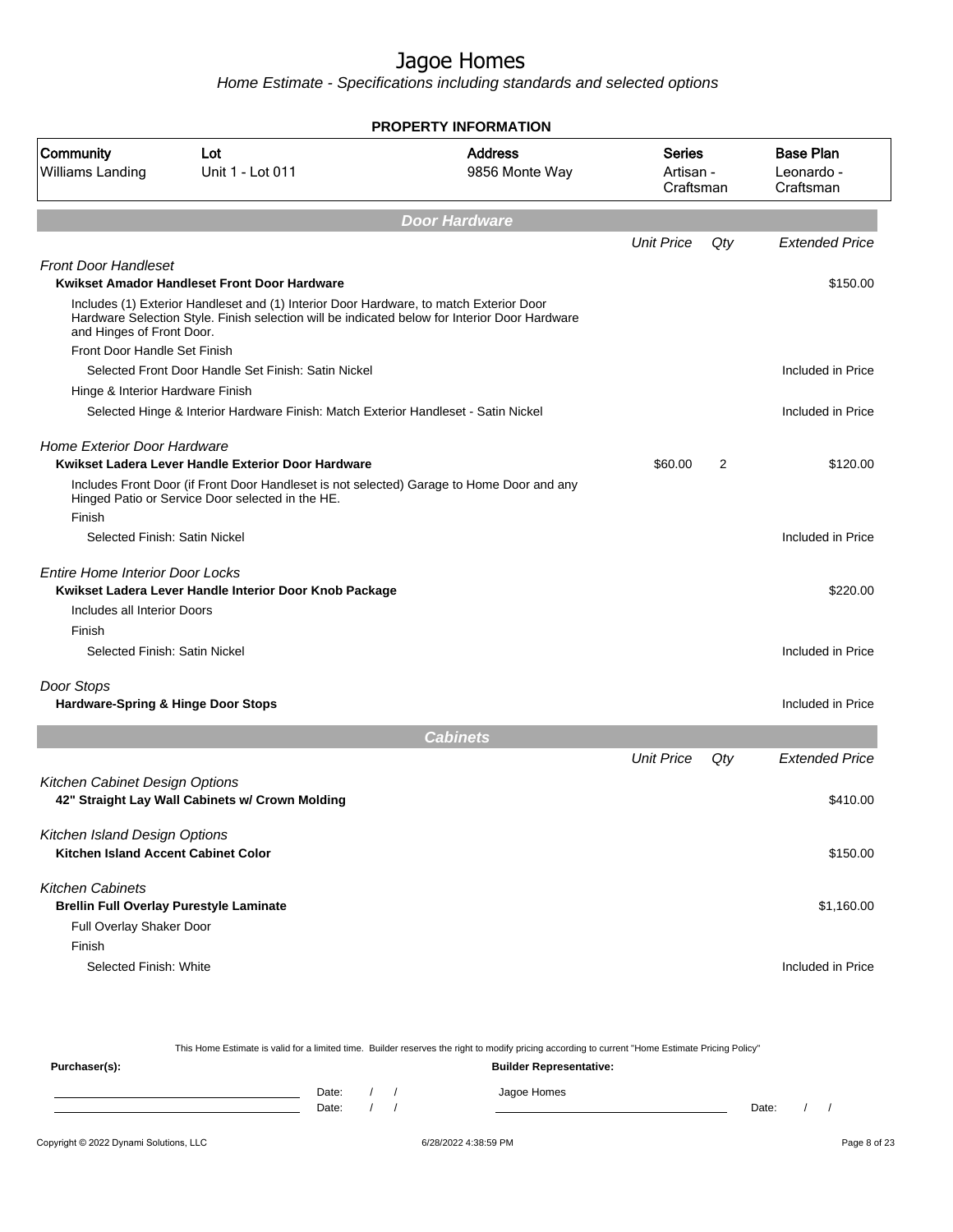# Jagoe Homes

*Home Estimate - Specifications including standards and selected options*

**PROPERTY INFORMATION**

| Community | Lot | Address | Series | Base Plan |
|---|---|---|---|---|
| Williams Landing | Unit 1 - Lot 011 | 9856 Monte Way | Artisan - Craftsman | Leonardo - Craftsman |

## Door Hardware

| | Unit Price | Qty | Extended Price |
|---|---|---|---|
| *Front Door Handleset* | | | |
| **Kwikset Amador Handleset Front Door Hardware** | | | $150.00 |
| Includes (1) Exterior Handleset and (1) Interior Door Hardware, to match Exterior Door Hardware Selection Style. Finish selection will be indicated below for Interior Door Hardware and Hinges of Front Door. | | | |
| Front Door Handle Set Finish | | | |
| Selected Front Door Handle Set Finish: Satin Nickel | | | Included in Price |
| Hinge & Interior Hardware Finish | | | |
| Selected Hinge & Interior Hardware Finish: Match Exterior Handleset - Satin Nickel | | | Included in Price |
| *Home Exterior Door Hardware* | | | |
| **Kwikset Ladera Lever Handle Exterior Door Hardware** | $60.00 | 2 | $120.00 |
| Includes Front Door (if Front Door Handleset is not selected) Garage to Home Door and any Hinged Patio or Service Door selected in the HE. | | | |
| Finish | | | |
| Selected Finish: Satin Nickel | | | Included in Price |
| *Entire Home Interior Door Locks* | | | |
| **Kwikset Ladera Lever Handle Interior Door Knob Package** | | | $220.00 |
| Includes all Interior Doors | | | |
| Finish | | | |
| Selected Finish: Satin Nickel | | | Included in Price |
| *Door Stops* | | | |
| **Hardware-Spring & Hinge Door Stops** | | | Included in Price |

## Cabinets

| | Unit Price | Qty | Extended Price |
|---|---|---|---|
| *Kitchen Cabinet Design Options* | | | |
| **42" Straight Lay Wall Cabinets w/ Crown Molding** | | | $410.00 |
| *Kitchen Island Design Options* | | | |
| **Kitchen Island Accent Cabinet Color** | | | $150.00 |
| *Kitchen Cabinets* | | | |
| **Brellin Full Overlay Purestyle Laminate** | | | $1,160.00 |
| Full Overlay Shaker Door | | | |
| Finish | | | |
| Selected Finish: White | | | Included in Price |

This Home Estimate is valid for a limited time. Builder reserves the right to modify pricing according to current "Home Estimate Pricing Policy"

**Purchaser(s):** **Builder Representative:**

Date: / / Jagoe Homes
Date: / / Date: / /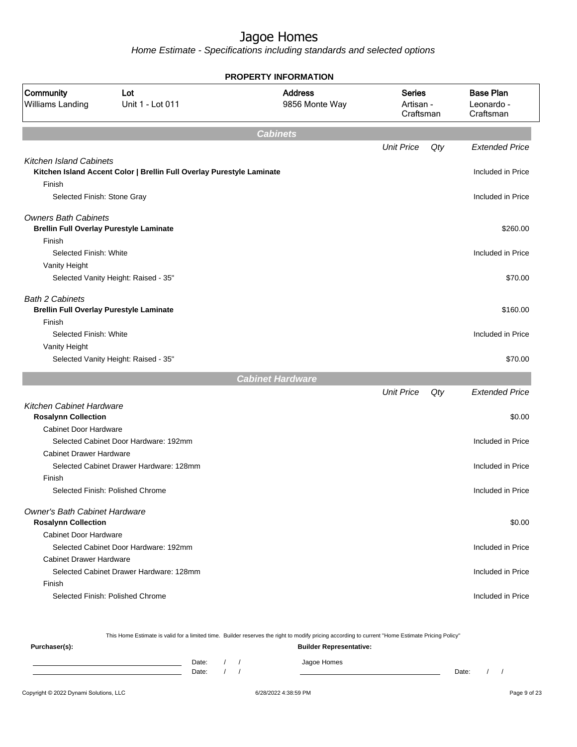# Jagoe Homes

*Home Estimate - Specifications including standards and selected options*

**PROPERTY INFORMATION**

| Community | Lot | Address | Series | Base Plan |
|---|---|---|---|---|
| Williams Landing | Unit 1 - Lot 011 | 9856 Monte Way | Artisan - Craftsman | Leonardo - Craftsman |

## Cabinets

| | Unit Price | Qty | Extended Price |
|---|---|---|---|
| *Kitchen Island Cabinets* | | | |
| **Kitchen Island Accent Color \| Brellin Full Overlay Purestyle Laminate** | | | Included in Price |
| Finish | | | |
| Selected Finish: Stone Gray | | | Included in Price |
| *Owners Bath Cabinets* | | | |
| **Brellin Full Overlay Purestyle Laminate** | | | $260.00 |
| Finish | | | |
| Selected Finish: White | | | Included in Price |
| Vanity Height | | | |
| Selected Vanity Height: Raised - 35" | | | $70.00 |
| *Bath 2 Cabinets* | | | |
| **Brellin Full Overlay Purestyle Laminate** | | | $160.00 |
| Finish | | | |
| Selected Finish: White | | | Included in Price |
| Vanity Height | | | |
| Selected Vanity Height: Raised - 35" | | | $70.00 |

## Cabinet Hardware

| | Unit Price | Qty | Extended Price |
|---|---|---|---|
| *Kitchen Cabinet Hardware* | | | |
| **Rosalynn Collection** | | | $0.00 |
| Cabinet Door Hardware | | | |
| Selected Cabinet Door Hardware: 192mm | | | Included in Price |
| Cabinet Drawer Hardware | | | |
| Selected Cabinet Drawer Hardware: 128mm | | | Included in Price |
| Finish | | | |
| Selected Finish: Polished Chrome | | | Included in Price |
| *Owner's Bath Cabinet Hardware* | | | |
| **Rosalynn Collection** | | | $0.00 |
| Cabinet Door Hardware | | | |
| Selected Cabinet Door Hardware: 192mm | | | Included in Price |
| Cabinet Drawer Hardware | | | |
| Selected Cabinet Drawer Hardware: 128mm | | | Included in Price |
| Finish | | | |
| Selected Finish: Polished Chrome | | | Included in Price |

This Home Estimate is valid for a limited time. Builder reserves the right to modify pricing according to current "Home Estimate Pricing Policy"

**Purchaser(s):**

Date: / /

Date: / /

**Builder Representative:**

Jagoe Homes

Date: / /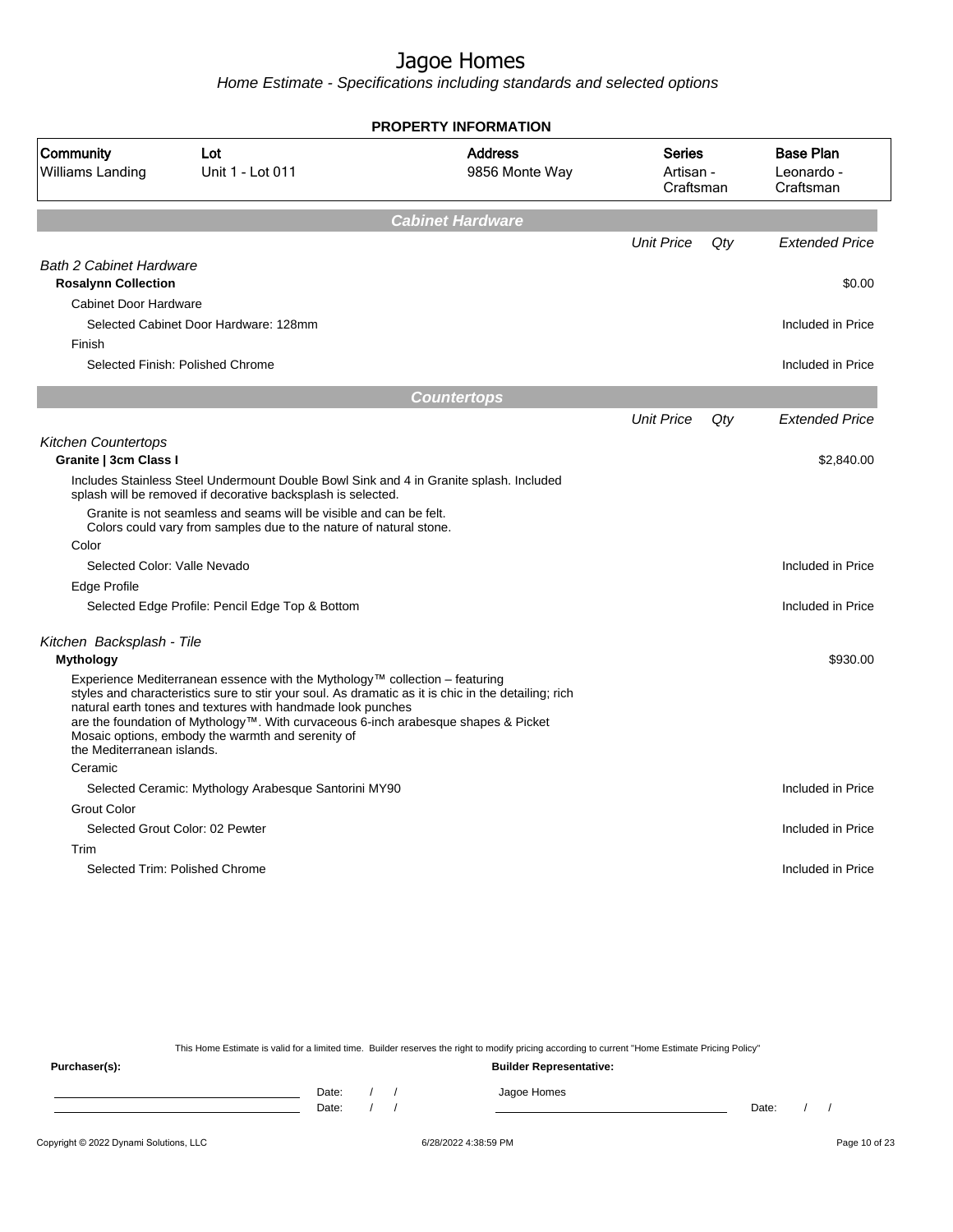# Jagoe Homes

*Home Estimate - Specifications including standards and selected options*

**PROPERTY INFORMATION**

| Community | Lot | Address | Series | Base Plan |
|---|---|---|---|---|
| Williams Landing | Unit 1 - Lot 011 | 9856 Monte Way | Artisan - Craftsman | Leonardo - Craftsman |

## Cabinet Hardware

| | Unit Price | Qty | Extended Price |
|---|---|---|---|
| *Bath 2 Cabinet Hardware* | | | |
| **Rosalynn Collection** | | | $0.00 |
| Cabinet Door Hardware | | | |
| Selected Cabinet Door Hardware: 128mm | | | Included in Price |
| Finish | | | |
| Selected Finish: Polished Chrome | | | Included in Price |

## Countertops

| | Unit Price | Qty | Extended Price |
|---|---|---|---|
| *Kitchen Countertops* | | | |
| **Granite \| 3cm Class I** | | | $2,840.00 |
| Includes Stainless Steel Undermount Double Bowl Sink and 4 in Granite splash. Included splash will be removed if decorative backsplash is selected. | | | |
| Granite is not seamless and seams will be visible and can be felt. Colors could vary from samples due to the nature of natural stone. | | | |
| Color | | | |
| Selected Color: Valle Nevado | | | Included in Price |
| Edge Profile | | | |
| Selected Edge Profile: Pencil Edge Top & Bottom | | | Included in Price |
| *Kitchen Backsplash - Tile* | | | |
| **Mythology** | | | $930.00 |
| Experience Mediterranean essence with the Mythology™ collection – featuring styles and characteristics sure to stir your soul. As dramatic as it is chic in the detailing; rich natural earth tones and textures with handmade look punches are the foundation of Mythology™. With curvaceous 6-inch arabesque shapes & Picket Mosaic options, embody the warmth and serenity of the Mediterranean islands. | | | |
| Ceramic | | | |
| Selected Ceramic: Mythology Arabesque Santorini MY90 | | | Included in Price |
| Grout Color | | | |
| Selected Grout Color: 02 Pewter | | | Included in Price |
| Trim | | | |
| Selected Trim: Polished Chrome | | | Included in Price |

This Home Estimate is valid for a limited time. Builder reserves the right to modify pricing according to current "Home Estimate Pricing Policy"

**Purchaser(s):** 

Date: / /

Date: / /

**Builder Representative:**

Jagoe Homes

Date: / /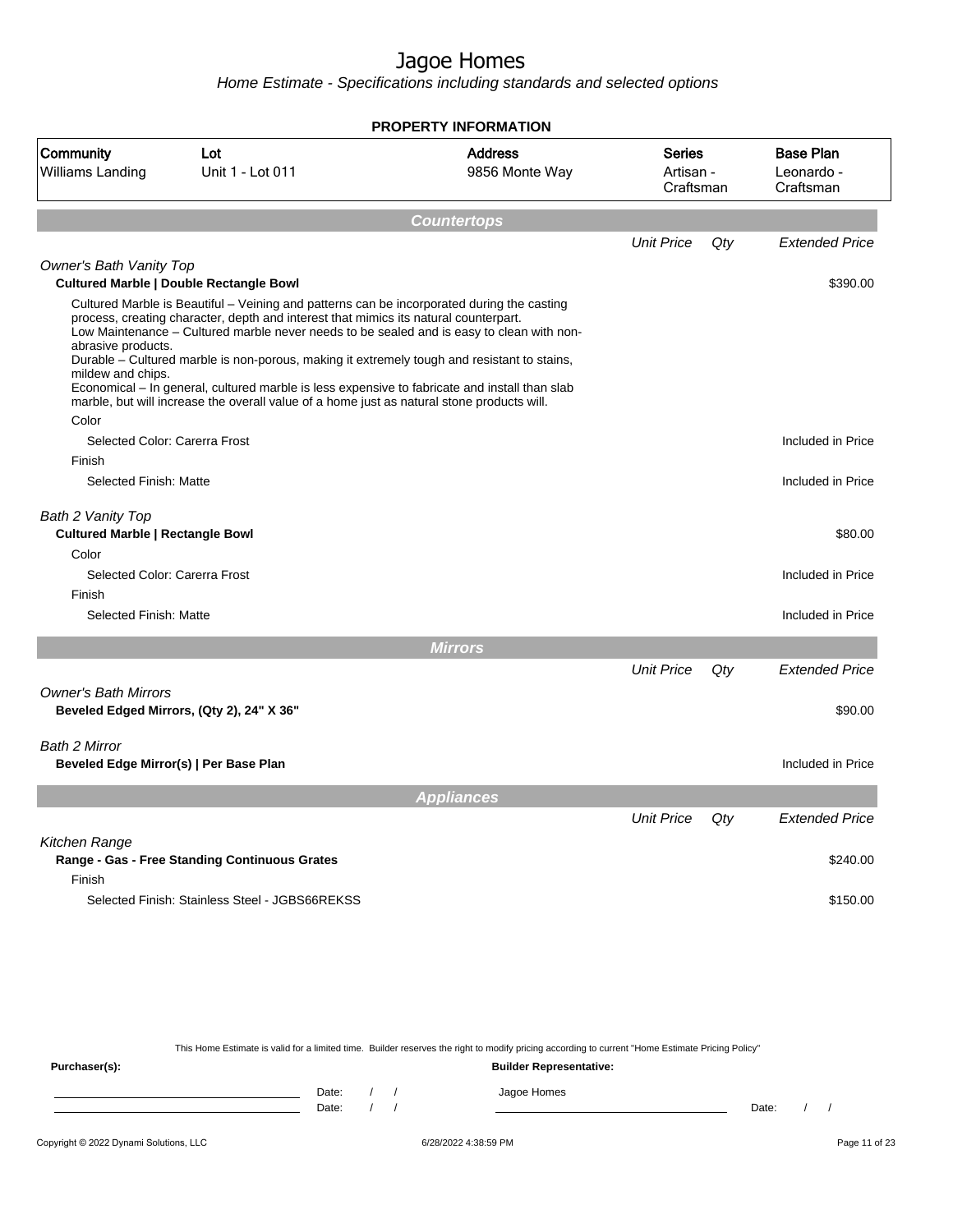# Jagoe Homes

*Home Estimate - Specifications including standards and selected options*

**PROPERTY INFORMATION**

| Community | Lot | Address | Series | Base Plan |
|---|---|---|---|---|
| Williams Landing | Unit 1 - Lot 011 | 9856 Monte Way | Artisan - Craftsman | Leonardo - Craftsman |

## Countertops

| | Unit Price | Qty | Extended Price |
|---|---|---|---|
| *Owner's Bath Vanity Top* | | | |
| **Cultured Marble \| Double Rectangle Bowl** | | | $390.00 |
| Cultured Marble is Beautiful – Veining and patterns can be incorporated during the casting process, creating character, depth and interest that mimics its natural counterpart. Low Maintenance – Cultured marble never needs to be sealed and is easy to clean with non-abrasive products. Durable – Cultured marble is non-porous, making it extremely tough and resistant to stains, mildew and chips. Economical – In general, cultured marble is less expensive to fabricate and install than slab marble, but will increase the overall value of a home just as natural stone products will. | | | |
| Color | | | |
| Selected Color: Carerra Frost | | | Included in Price |
| Finish | | | |
| Selected Finish: Matte | | | Included in Price |
| *Bath 2 Vanity Top* | | | |
| **Cultured Marble \| Rectangle Bowl** | | | $80.00 |
| Color | | | |
| Selected Color: Carerra Frost | | | Included in Price |
| Finish | | | |
| Selected Finish: Matte | | | Included in Price |

## Mirrors

| | Unit Price | Qty | Extended Price |
|---|---|---|---|
| *Owner's Bath Mirrors* | | | |
| **Beveled Edged Mirrors, (Qty 2), 24" X 36"** | | | $90.00 |
| *Bath 2 Mirror* | | | |
| **Beveled Edge Mirror(s) \| Per Base Plan** | | | Included in Price |

## Appliances

| | Unit Price | Qty | Extended Price |
|---|---|---|---|
| *Kitchen Range* | | | |
| **Range - Gas - Free Standing Continuous Grates** | | | $240.00 |
| Finish | | | |
| Selected Finish: Stainless Steel - JGBS66REKSS | | | $150.00 |

This Home Estimate is valid for a limited time. Builder reserves the right to modify pricing according to current "Home Estimate Pricing Policy"

**Purchaser(s):**

\_\_\_\_\_\_\_\_\_\_\_\_\_\_\_\_\_\_\_\_ Date: / /

\_\_\_\_\_\_\_\_\_\_\_\_\_\_\_\_\_\_\_\_ Date: / /

**Builder Representative:**

Jagoe Homes

\_\_\_\_\_\_\_\_\_\_\_\_\_\_\_\_\_\_\_\_ Date: / /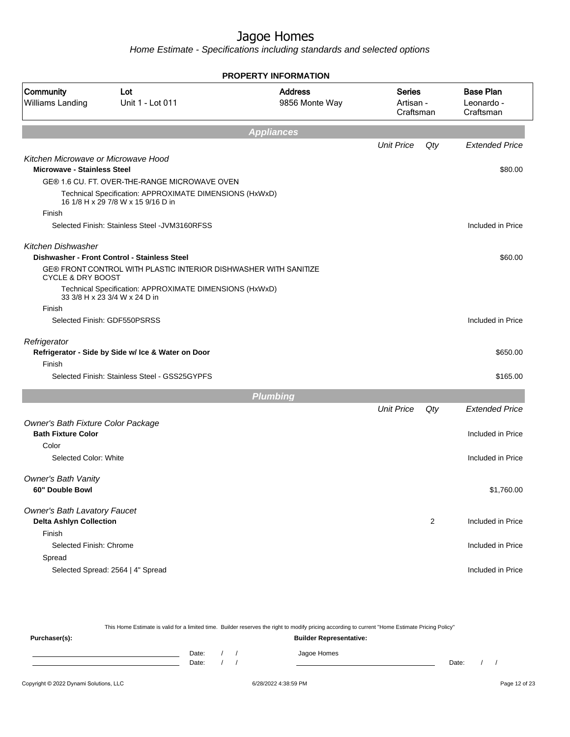# Jagoe Homes

*Home Estimate - Specifications including standards and selected options*

## PROPERTY INFORMATION

| Community | Lot | Address | Series | Base Plan |
|---|---|---|---|---|
| Williams Landing | Unit 1 - Lot 011 | 9856 Monte Way | Artisan - Craftsman | Leonardo - Craftsman |

## Appliances

| | Unit Price | Qty | Extended Price |
|---|---|---|---|
| *Kitchen Microwave or Microwave Hood* | | | |
| **Microwave - Stainless Steel** | | | $80.00 |
| GE® 1.6 CU. FT. OVER-THE-RANGE MICROWAVE OVEN | | | |
| Technical Specification: APPROXIMATE DIMENSIONS (HxWxD) 16 1/8 H x 29 7/8 W x 15 9/16 D in | | | |
| Finish | | | |
| Selected Finish: Stainless Steel -JVM3160RFSS | | | Included in Price |
| *Kitchen Dishwasher* | | | |
| **Dishwasher - Front Control - Stainless Steel** | | | $60.00 |
| GE® FRONT CONTROL WITH PLASTIC INTERIOR DISHWASHER WITH SANITIZE CYCLE & DRY BOOST | | | |
| Technical Specification: APPROXIMATE DIMENSIONS (HxWxD) 33 3/8 H x 23 3/4 W x 24 D in | | | |
| Finish | | | |
| Selected Finish: GDF550PSRSS | | | Included in Price |
| *Refrigerator* | | | |
| **Refrigerator - Side by Side w/ Ice & Water on Door** | | | $650.00 |
| Finish | | | |
| Selected Finish: Stainless Steel - GSS25GYPFS | | | $165.00 |

## Plumbing

| | Unit Price | Qty | Extended Price |
|---|---|---|---|
| *Owner's Bath Fixture Color Package* | | | |
| **Bath Fixture Color** | | | Included in Price |
| Color | | | |
| Selected Color: White | | | Included in Price |
| *Owner's Bath Vanity* | | | |
| **60" Double Bowl** | | | $1,760.00 |
| *Owner's Bath Lavatory Faucet* | | | |
| **Delta Ashlyn Collection** | | 2 | Included in Price |
| Finish | | | |
| Selected Finish: Chrome | | | Included in Price |
| Spread | | | |
| Selected Spread: 2564 \| 4" Spread | | | Included in Price |

This Home Estimate is valid for a limited time. Builder reserves the right to modify pricing according to current "Home Estimate Pricing Policy"

**Purchaser(s):**

Date: / /

Date: / /

**Builder Representative:**

Jagoe Homes

Date: / /

Copyright © 2022 Dynami Solutions, LLC 6/28/2022 4:38:59 PM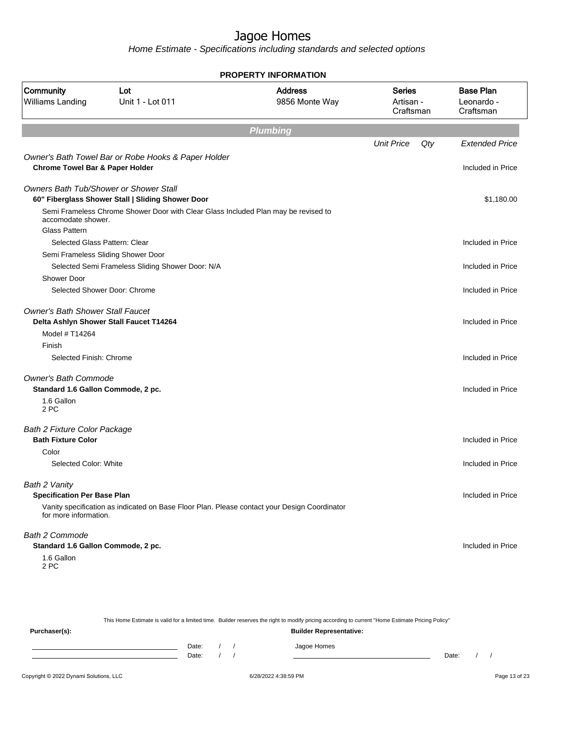# Jagoe Homes

*Home Estimate - Specifications including standards and selected options*

**PROPERTY INFORMATION**

| Community | Lot | Address | Series | Base Plan |
|---|---|---|---|---|
| Williams Landing | Unit 1 - Lot 011 | 9856 Monte Way | Artisan - Craftsman | Leonardo - Craftsman |

## Plumbing

| | Unit Price | Qty | Extended Price |
|---|---|---|---|
| *Owner's Bath Towel Bar or Robe Hooks & Paper Holder* | | | |
| **Chrome Towel Bar & Paper Holder** | | | Included in Price |
| *Owners Bath Tub/Shower or Shower Stall* | | | |
| **60" Fiberglass Shower Stall \| Sliding Shower Door** | | | $1,180.00 |
| Semi Frameless Chrome Shower Door with Clear Glass Included Plan may be revised to accomodate shower. | | | |
| Glass Pattern | | | |
| Selected Glass Pattern: Clear | | | Included in Price |
| Semi Frameless Sliding Shower Door | | | |
| Selected Semi Frameless Sliding Shower Door: N/A | | | Included in Price |
| Shower Door | | | |
| Selected Shower Door: Chrome | | | Included in Price |
| *Owner's Bath Shower Stall Faucet* | | | |
| **Delta Ashlyn Shower Stall Faucet T14264** | | | Included in Price |
| Model # T14264 | | | |
| Finish | | | |
| Selected Finish: Chrome | | | Included in Price |
| *Owner's Bath Commode* | | | |
| **Standard 1.6 Gallon Commode, 2 pc.** | | | Included in Price |
| 1.6 Gallon 2 PC | | | |
| *Bath 2 Fixture Color Package* | | | |
| **Bath Fixture Color** | | | Included in Price |
| Color | | | |
| Selected Color: White | | | Included in Price |
| *Bath 2 Vanity* | | | |
| **Specification Per Base Plan** | | | Included in Price |
| Vanity specification as indicated on Base Floor Plan. Please contact your Design Coordinator for more information. | | | |
| *Bath 2 Commode* | | | |
| **Standard 1.6 Gallon Commode, 2 pc.** | | | Included in Price |
| 1.6 Gallon 2 PC | | | |

This Home Estimate is valid for a limited time. Builder reserves the right to modify pricing according to current "Home Estimate Pricing Policy"

**Purchaser(s):**

Date: / /

Date: / /

**Builder Representative:**

Jagoe Homes

Date: / /

Copyright © 2022 Dynami Solutions, LLC — 6/28/2022 4:38:59 PM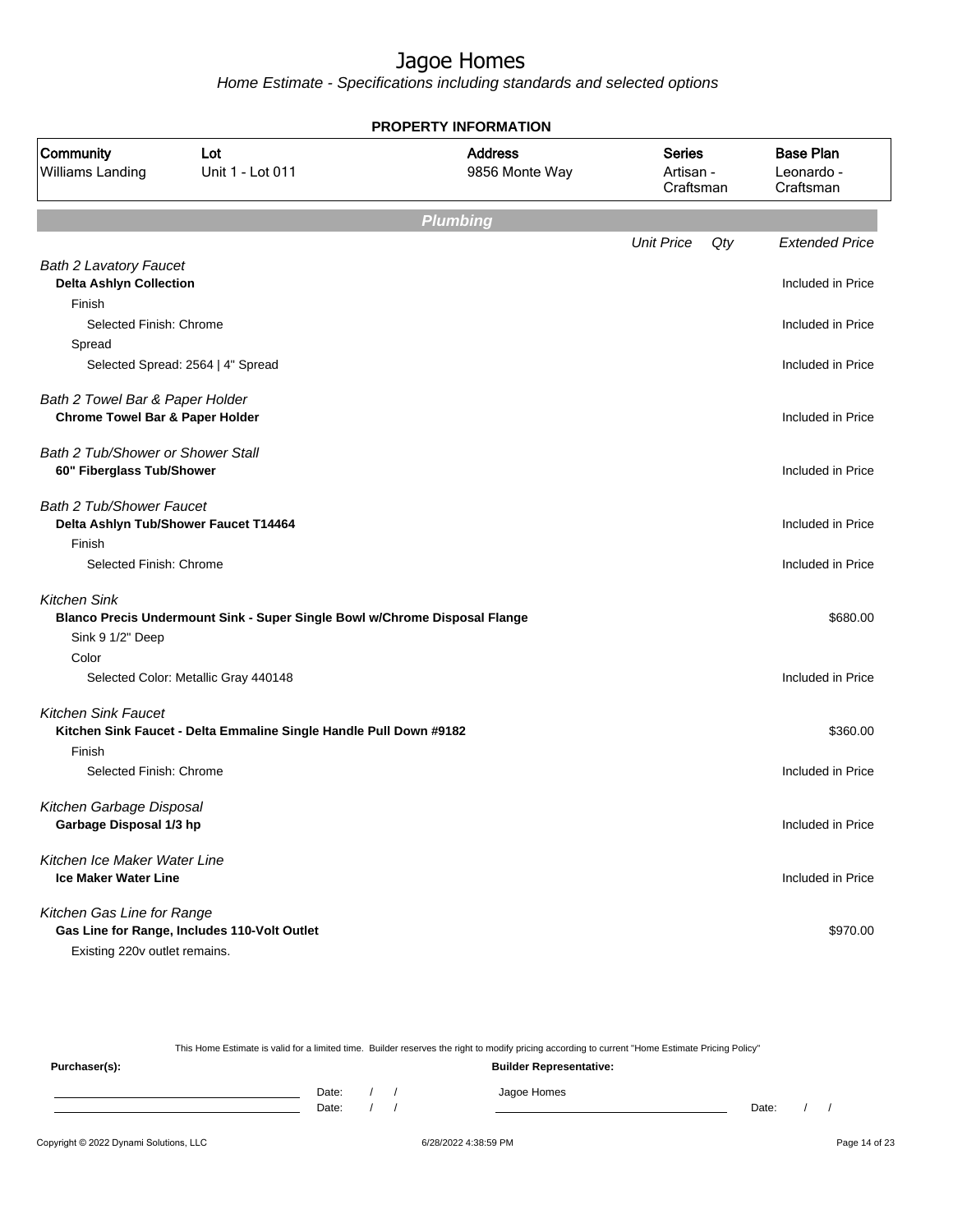# Jagoe Homes

*Home Estimate - Specifications including standards and selected options*

**PROPERTY INFORMATION**

| Community | Lot | Address | Series | Base Plan |
|---|---|---|---|---|
| Williams Landing | Unit 1 - Lot 011 | 9856 Monte Way | Artisan - Craftsman | Leonardo - Craftsman |

## Plumbing

| | Unit Price | Qty | Extended Price |
|---|---|---|---|
| *Bath 2 Lavatory Faucet* | | | |
| **Delta Ashlyn Collection** | | | Included in Price |
| Finish | | | |
| Selected Finish: Chrome | | | Included in Price |
| Spread | | | |
| Selected Spread: 2564 \| 4" Spread | | | Included in Price |
| *Bath 2 Towel Bar & Paper Holder* | | | |
| **Chrome Towel Bar & Paper Holder** | | | Included in Price |
| *Bath 2 Tub/Shower or Shower Stall* | | | |
| **60" Fiberglass Tub/Shower** | | | Included in Price |
| *Bath 2 Tub/Shower Faucet* | | | |
| **Delta Ashlyn Tub/Shower Faucet T14464** | | | Included in Price |
| Finish | | | |
| Selected Finish: Chrome | | | Included in Price |
| *Kitchen Sink* | | | |
| **Blanco Precis Undermount Sink - Super Single Bowl w/Chrome Disposal Flange** | | | $680.00 |
| Sink 9 1/2" Deep | | | |
| Color | | | |
| Selected Color: Metallic Gray 440148 | | | Included in Price |
| *Kitchen Sink Faucet* | | | |
| **Kitchen Sink Faucet - Delta Emmaline Single Handle Pull Down #9182** | | | $360.00 |
| Finish | | | |
| Selected Finish: Chrome | | | Included in Price |
| *Kitchen Garbage Disposal* | | | |
| **Garbage Disposal 1/3 hp** | | | Included in Price |
| *Kitchen Ice Maker Water Line* | | | |
| **Ice Maker Water Line** | | | Included in Price |
| *Kitchen Gas Line for Range* | | | |
| **Gas Line for Range, Includes 110-Volt Outlet** | | | $970.00 |
| Existing 220v outlet remains. | | | |

This Home Estimate is valid for a limited time. Builder reserves the right to modify pricing according to current "Home Estimate Pricing Policy"

**Purchaser(s):** Date: / / Date: / /

**Builder Representative:** Jagoe Homes Date: / /

Copyright © 2022 Dynami Solutions, LLC 6/28/2022 4:38:59 PM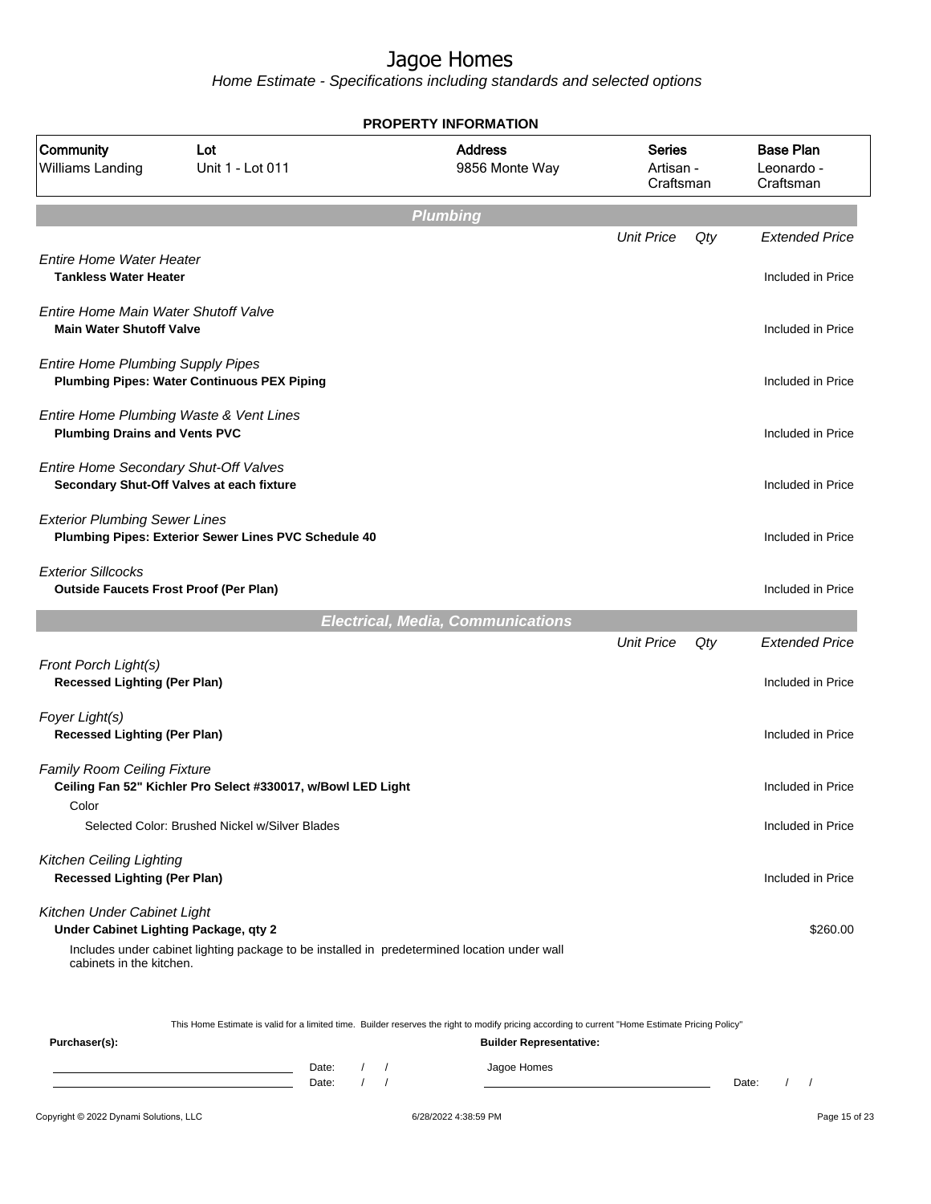# Jagoe Homes

*Home Estimate - Specifications including standards and selected options*

**PROPERTY INFORMATION**

| Community | Lot | Address | Series | Base Plan |
|---|---|---|---|---|
| Williams Landing | Unit 1 - Lot 011 | 9856 Monte Way | Artisan - Craftsman | Leonardo - Craftsman |

## Plumbing

| | Unit Price | Qty | Extended Price |
|---|---|---|---|
| *Entire Home Water Heater* | | | |
| **Tankless Water Heater** | | | Included in Price |
| *Entire Home Main Water Shutoff Valve* | | | |
| **Main Water Shutoff Valve** | | | Included in Price |
| *Entire Home Plumbing Supply Pipes* | | | |
| **Plumbing Pipes: Water Continuous PEX Piping** | | | Included in Price |
| *Entire Home Plumbing Waste & Vent Lines* | | | |
| **Plumbing Drains and Vents PVC** | | | Included in Price |
| *Entire Home Secondary Shut-Off Valves* | | | |
| **Secondary Shut-Off Valves at each fixture** | | | Included in Price |
| *Exterior Plumbing Sewer Lines* | | | |
| **Plumbing Pipes: Exterior Sewer Lines PVC Schedule 40** | | | Included in Price |
| *Exterior Sillcocks* | | | |
| **Outside Faucets Frost Proof (Per Plan)** | | | Included in Price |

## Electrical, Media, Communications

| | Unit Price | Qty | Extended Price |
|---|---|---|---|
| *Front Porch Light(s)* | | | |
| **Recessed Lighting (Per Plan)** | | | Included in Price |
| *Foyer Light(s)* | | | |
| **Recessed Lighting (Per Plan)** | | | Included in Price |
| *Family Room Ceiling Fixture* | | | |
| **Ceiling Fan 52" Kichler Pro Select #330017, w/Bowl LED Light** | | | Included in Price |
| Color | | | |
| Selected Color: Brushed Nickel w/Silver Blades | | | Included in Price |
| *Kitchen Ceiling Lighting* | | | |
| **Recessed Lighting (Per Plan)** | | | Included in Price |
| *Kitchen Under Cabinet Light* | | | |
| **Under Cabinet Lighting Package, qty 2** | | | $260.00 |
| Includes under cabinet lighting package to be installed in predetermined location under wall cabinets in the kitchen. | | | |

This Home Estimate is valid for a limited time. Builder reserves the right to modify pricing according to current "Home Estimate Pricing Policy"

**Purchaser(s):**

Date: / /

Date: / /

**Builder Representative:**

Jagoe Homes

Date: / /

Copyright © 2022 Dynami Solutions, LLC 6/28/2022 4:38:59 PM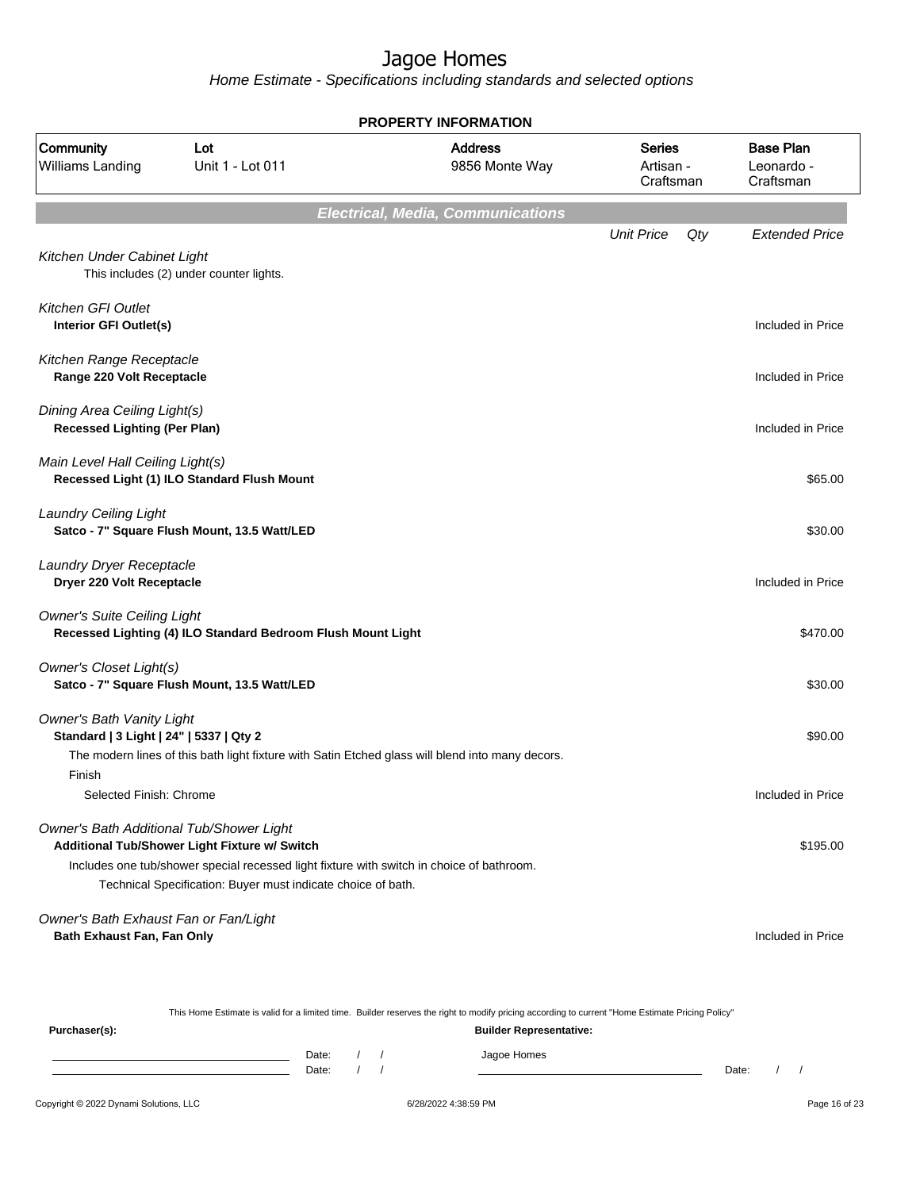# Jagoe Homes

*Home Estimate - Specifications including standards and selected options*

**PROPERTY INFORMATION**

| Community | Lot | Address | Series | Base Plan |
|---|---|---|---|---|
| Williams Landing | Unit 1 - Lot 011 | 9856 Monte Way | Artisan - Craftsman | Leonardo - Craftsman |

## *Electrical, Media, Communications*

| | Unit Price | Qty | Extended Price |
|---|---|---|---|
| *Kitchen Under Cabinet Light* | | | |
| This includes (2) under counter lights. | | | |
| *Kitchen GFI Outlet* | | | |
| **Interior GFI Outlet(s)** | | | Included in Price |
| *Kitchen Range Receptacle* | | | |
| **Range 220 Volt Receptacle** | | | Included in Price |
| *Dining Area Ceiling Light(s)* | | | |
| **Recessed Lighting (Per Plan)** | | | Included in Price |
| *Main Level Hall Ceiling Light(s)* | | | |
| **Recessed Light (1) ILO Standard Flush Mount** | | | $65.00 |
| *Laundry Ceiling Light* | | | |
| **Satco - 7" Square Flush Mount, 13.5 Watt/LED** | | | $30.00 |
| *Laundry Dryer Receptacle* | | | |
| **Dryer 220 Volt Receptacle** | | | Included in Price |
| *Owner's Suite Ceiling Light* | | | |
| **Recessed Lighting (4) ILO Standard Bedroom Flush Mount Light** | | | $470.00 |
| *Owner's Closet Light(s)* | | | |
| **Satco - 7" Square Flush Mount, 13.5 Watt/LED** | | | $30.00 |
| *Owner's Bath Vanity Light* | | | |
| **Standard \| 3 Light \| 24" \| 5337 \| Qty 2** | | | $90.00 |
| The modern lines of this bath light fixture with Satin Etched glass will blend into many decors. | | | |
| Finish | | | |
| Selected Finish: Chrome | | | Included in Price |
| *Owner's Bath Additional Tub/Shower Light* | | | |
| **Additional Tub/Shower Light Fixture w/ Switch** | | | $195.00 |
| Includes one tub/shower special recessed light fixture with switch in choice of bathroom. | | | |
| Technical Specification: Buyer must indicate choice of bath. | | | |
| *Owner's Bath Exhaust Fan or Fan/Light* | | | |
| **Bath Exhaust Fan, Fan Only** | | | Included in Price |

This Home Estimate is valid for a limited time. Builder reserves the right to modify pricing according to current "Home Estimate Pricing Policy"

**Purchaser(s):**

Date: / /

Date: / /

**Builder Representative:**

Jagoe Homes

Date: / /

Copyright © 2022 Dynami Solutions, LLC — 6/28/2022 4:38:59 PM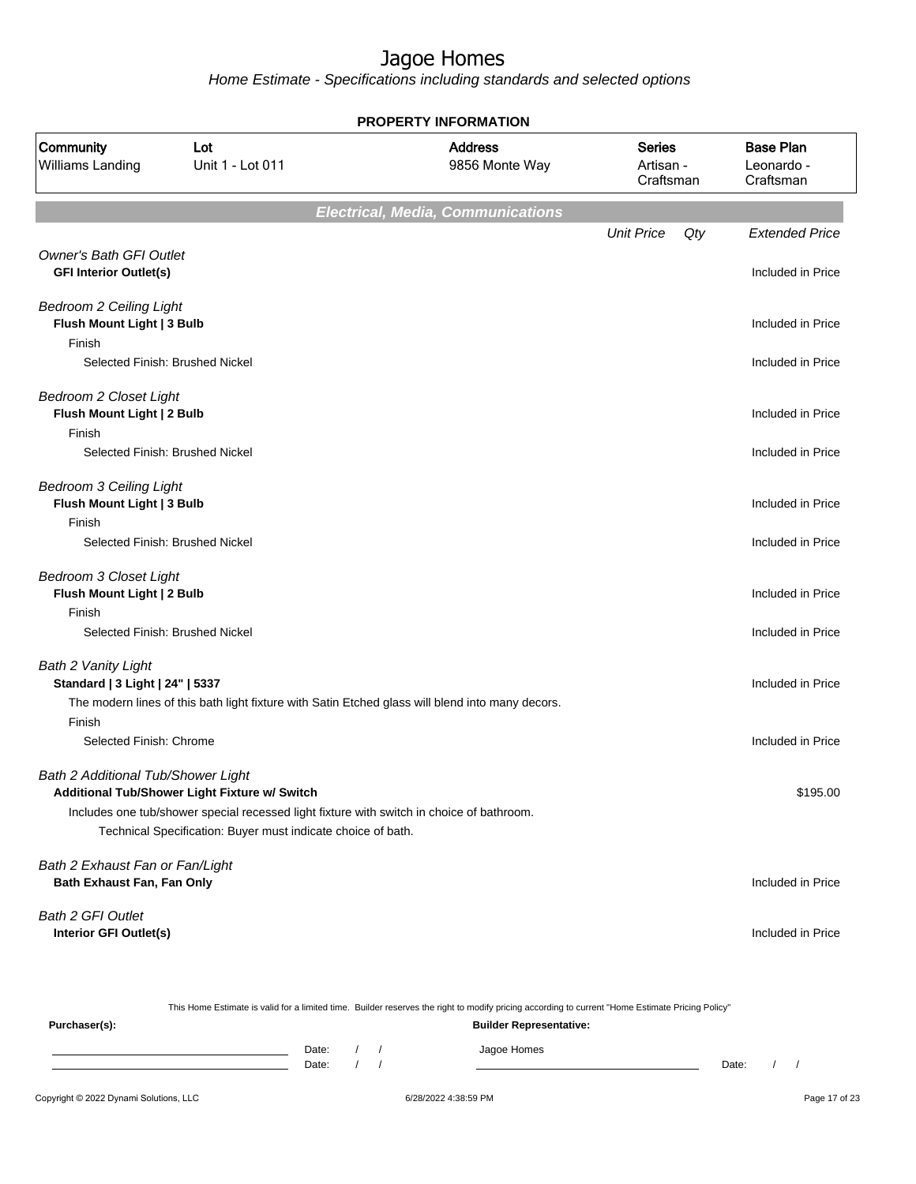# Jagoe Homes

*Home Estimate - Specifications including standards and selected options*

**PROPERTY INFORMATION**

| Community | Lot | Address | Series | Base Plan |
|---|---|---|---|---|
| Williams Landing | Unit 1 - Lot 011 | 9856 Monte Way | Artisan - Craftsman | Leonardo - Craftsman |

## Electrical, Media, Communications

| | Unit Price | Qty | Extended Price |
|---|---|---|---|
| *Owner's Bath GFI Outlet* | | | |
| **GFI Interior Outlet(s)** | | | Included in Price |
| *Bedroom 2 Ceiling Light* | | | |
| **Flush Mount Light \| 3 Bulb** | | | Included in Price |
| Finish | | | |
| Selected Finish: Brushed Nickel | | | Included in Price |
| *Bedroom 2 Closet Light* | | | |
| **Flush Mount Light \| 2 Bulb** | | | Included in Price |
| Finish | | | |
| Selected Finish: Brushed Nickel | | | Included in Price |
| *Bedroom 3 Ceiling Light* | | | |
| **Flush Mount Light \| 3 Bulb** | | | Included in Price |
| Finish | | | |
| Selected Finish: Brushed Nickel | | | Included in Price |
| *Bedroom 3 Closet Light* | | | |
| **Flush Mount Light \| 2 Bulb** | | | Included in Price |
| Finish | | | |
| Selected Finish: Brushed Nickel | | | Included in Price |
| *Bath 2 Vanity Light* | | | |
| **Standard \| 3 Light \| 24" \| 5337** | | | Included in Price |
| The modern lines of this bath light fixture with Satin Etched glass will blend into many decors. | | | |
| Finish | | | |
| Selected Finish: Chrome | | | Included in Price |
| *Bath 2 Additional Tub/Shower Light* | | | |
| **Additional Tub/Shower Light Fixture w/ Switch** | | | $195.00 |
| Includes one tub/shower special recessed light fixture with switch in choice of bathroom. | | | |
| Technical Specification: Buyer must indicate choice of bath. | | | |
| *Bath 2 Exhaust Fan or Fan/Light* | | | |
| **Bath Exhaust Fan, Fan Only** | | | Included in Price |
| *Bath 2 GFI Outlet* | | | |
| **Interior GFI Outlet(s)** | | | Included in Price |

This Home Estimate is valid for a limited time. Builder reserves the right to modify pricing according to current "Home Estimate Pricing Policy"

**Purchaser(s):**

Date: / /

Date: / /

**Builder Representative:**

Jagoe Homes

Date: / /

Copyright © 2022 Dynami Solutions, LLC — 6/28/2022 4:38:59 PM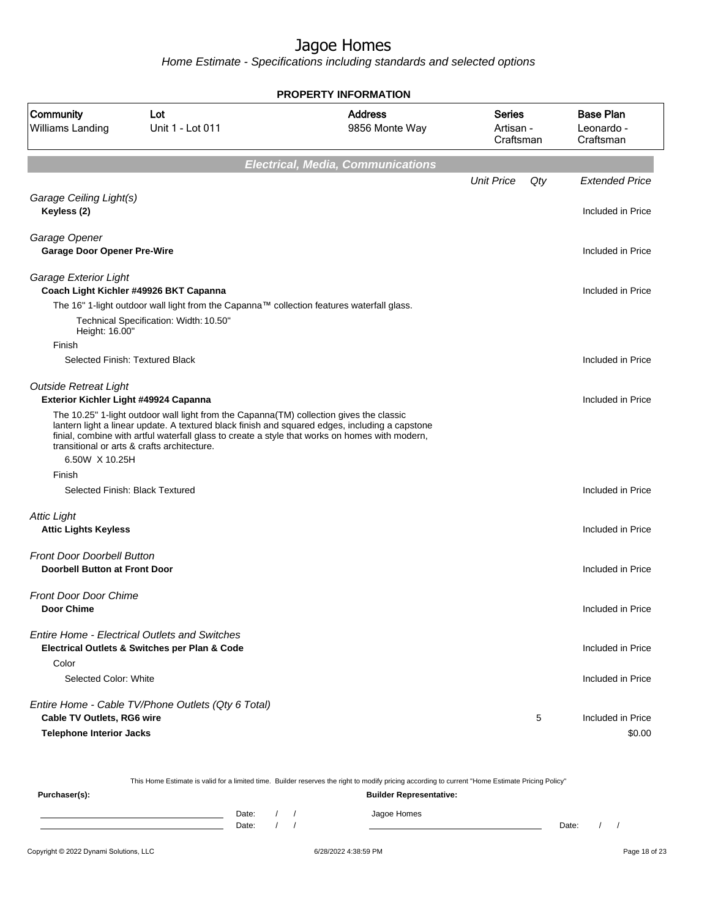# Jagoe Homes

*Home Estimate - Specifications including standards and selected options*

**PROPERTY INFORMATION**

| Community | Lot | Address | Series | Base Plan |
|---|---|---|---|---|
| Williams Landing | Unit 1 - Lot 011 | 9856 Monte Way | Artisan - Craftsman | Leonardo - Craftsman |

## Electrical, Media, Communications

| | Unit Price | Qty | Extended Price |
|---|---|---|---|
| *Garage Ceiling Light(s)* | | | |
| **Keyless (2)** | | | Included in Price |
| *Garage Opener* | | | |
| **Garage Door Opener Pre-Wire** | | | Included in Price |
| *Garage Exterior Light* | | | |
| **Coach Light Kichler #49926 BKT Capanna** | | | Included in Price |
| The 16" 1-light outdoor wall light from the Capanna™ collection features waterfall glass. | | | |
| Technical Specification: Width: 10.50" Height: 16.00" | | | |
| Finish | | | |
| Selected Finish: Textured Black | | | Included in Price |
| *Outside Retreat Light* | | | |
| **Exterior Kichler Light #49924 Capanna** | | | Included in Price |
| The 10.25" 1-light outdoor wall light from the Capanna(TM) collection gives the classic lantern light a linear update. A textured black finish and squared edges, including a capstone finial, combine with artful waterfall glass to create a style that works on homes with modern, transitional or arts & crafts architecture. | | | |
| 6.50W X 10.25H | | | |
| Finish | | | |
| Selected Finish: Black Textured | | | Included in Price |
| *Attic Light* | | | |
| **Attic Lights Keyless** | | | Included in Price |
| *Front Door Doorbell Button* | | | |
| **Doorbell Button at Front Door** | | | Included in Price |
| *Front Door Door Chime* | | | |
| **Door Chime** | | | Included in Price |
| *Entire Home - Electrical Outlets and Switches* | | | |
| **Electrical Outlets & Switches per Plan & Code** | | | Included in Price |
| Color | | | |
| Selected Color: White | | | Included in Price |
| *Entire Home - Cable TV/Phone Outlets (Qty 6 Total)* | | | |
| **Cable TV Outlets, RG6 wire** | | 5 | Included in Price |
| **Telephone Interior Jacks** | | | $0.00 |

This Home Estimate is valid for a limited time. Builder reserves the right to modify pricing according to current "Home Estimate Pricing Policy"

**Purchaser(s):**

Date: / /

Date: / /

**Builder Representative:**

Jagoe Homes

Date: / /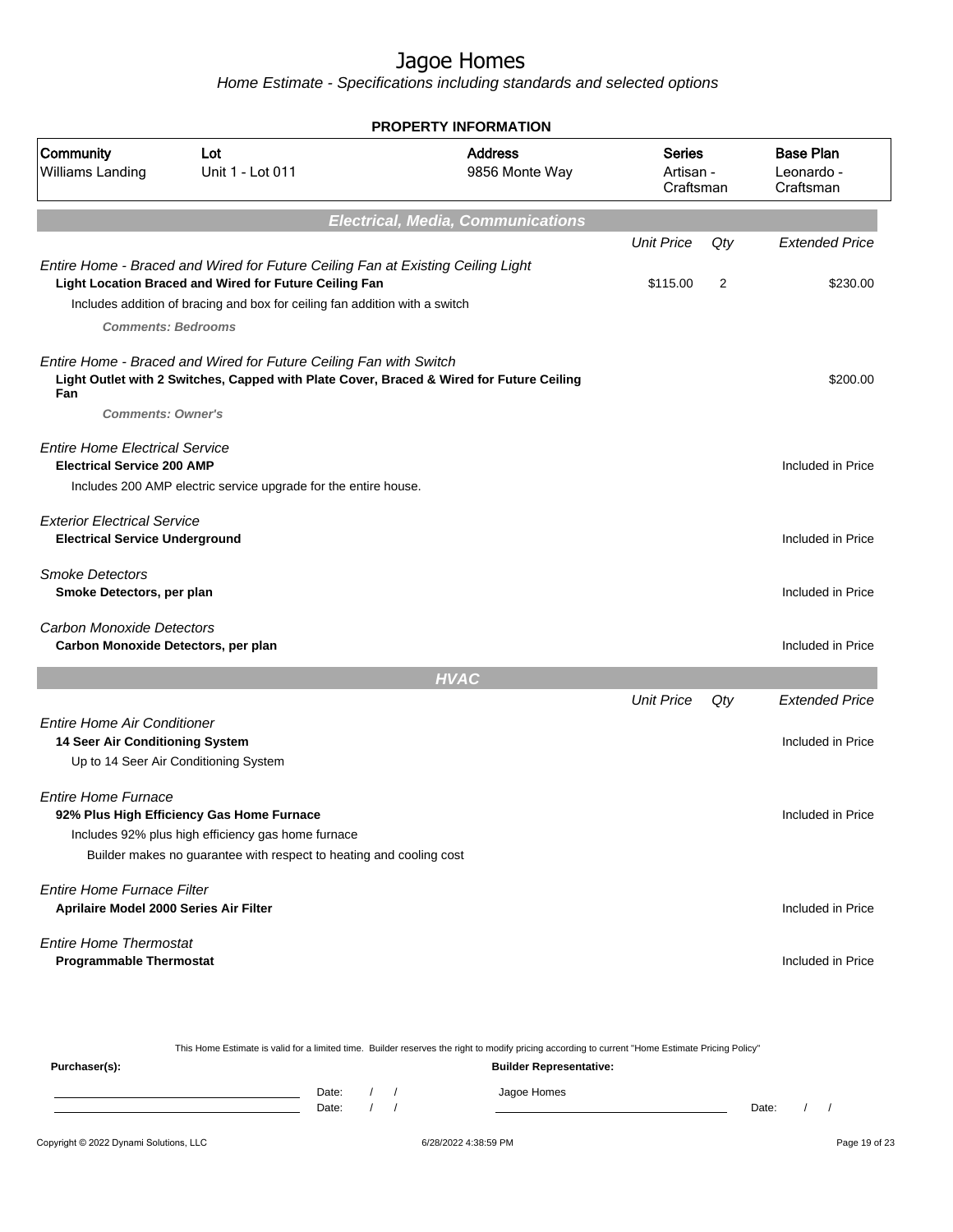# Jagoe Homes

*Home Estimate - Specifications including standards and selected options*

## PROPERTY INFORMATION

| Community | Lot | Address | Series | Base Plan |
|---|---|---|---|---|
| Williams Landing | Unit 1 - Lot 011 | 9856 Monte Way | Artisan - Craftsman | Leonardo - Craftsman |

## Electrical, Media, Communications

| | Unit Price | Qty | Extended Price |
|---|---|---|---|
| *Entire Home - Braced and Wired for Future Ceiling Fan at Existing Ceiling Light* | | | |
| **Light Location Braced and Wired for Future Ceiling Fan** | $115.00 | 2 | $230.00 |
| Includes addition of bracing and box for ceiling fan addition with a switch | | | |
| ***Comments: Bedrooms*** | | | |
| *Entire Home - Braced and Wired for Future Ceiling Fan with Switch* | | | |
| **Light Outlet with 2 Switches, Capped with Plate Cover, Braced & Wired for Future Ceiling Fan** | | | $200.00 |
| ***Comments: Owner's*** | | | |
| *Entire Home Electrical Service* | | | |
| **Electrical Service 200 AMP** | | | Included in Price |
| Includes 200 AMP electric service upgrade for the entire house. | | | |
| *Exterior Electrical Service* | | | |
| **Electrical Service Underground** | | | Included in Price |
| *Smoke Detectors* | | | |
| **Smoke Detectors, per plan** | | | Included in Price |
| *Carbon Monoxide Detectors* | | | |
| **Carbon Monoxide Detectors, per plan** | | | Included in Price |

## HVAC

| | Unit Price | Qty | Extended Price |
|---|---|---|---|
| *Entire Home Air Conditioner* | | | |
| **14 Seer Air Conditioning System** | | | Included in Price |
| Up to 14 Seer Air Conditioning System | | | |
| *Entire Home Furnace* | | | |
| **92% Plus High Efficiency Gas Home Furnace** | | | Included in Price |
| Includes 92% plus high efficiency gas home furnace | | | |
| Builder makes no guarantee with respect to heating and cooling cost | | | |
| *Entire Home Furnace Filter* | | | |
| **Aprilaire Model 2000 Series Air Filter** | | | Included in Price |
| *Entire Home Thermostat* | | | |
| **Programmable Thermostat** | | | Included in Price |

This Home Estimate is valid for a limited time. Builder reserves the right to modify pricing according to current "Home Estimate Pricing Policy"

**Purchaser(s):**

Date: / /

Date: / /

**Builder Representative:**

Jagoe Homes

Date: / /

Copyright © 2022 Dynami Solutions, LLC — 6/28/2022 4:38:59 PM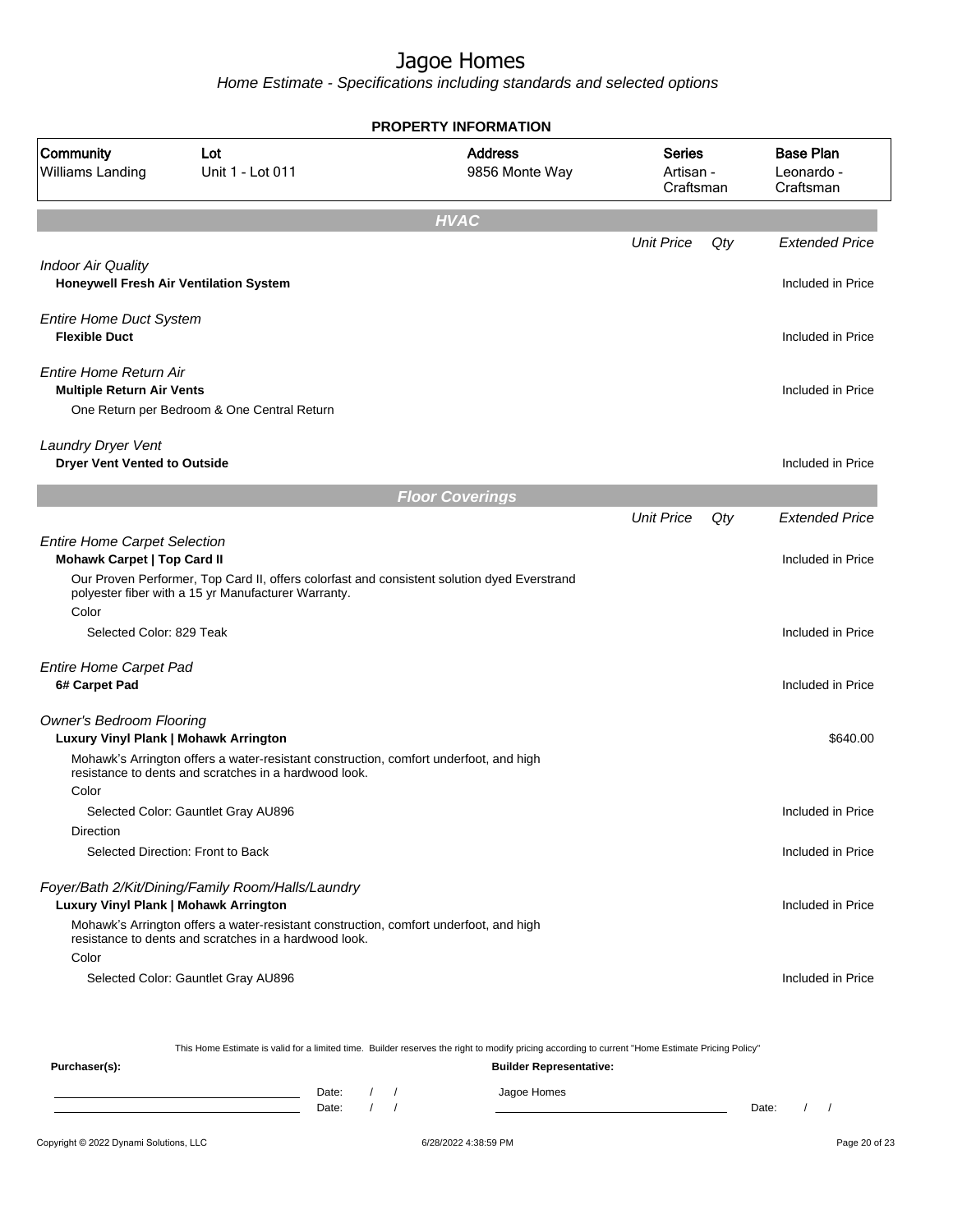# Jagoe Homes

*Home Estimate - Specifications including standards and selected options*

**PROPERTY INFORMATION**

| Community | Lot | Address | Series | Base Plan |
|---|---|---|---|---|
| Williams Landing | Unit 1 - Lot 011 | 9856 Monte Way | Artisan - Craftsman | Leonardo - Craftsman |

## HVAC

| | Unit Price | Qty | Extended Price |
|---|---|---|---|
| *Indoor Air Quality* | | | |
| **Honeywell Fresh Air Ventilation System** | | | Included in Price |
| *Entire Home Duct System* | | | |
| **Flexible Duct** | | | Included in Price |
| *Entire Home Return Air* | | | |
| **Multiple Return Air Vents** | | | Included in Price |
| One Return per Bedroom & One Central Return | | | |
| *Laundry Dryer Vent* | | | |
| **Dryer Vent Vented to Outside** | | | Included in Price |

## Floor Coverings

| | Unit Price | Qty | Extended Price |
|---|---|---|---|
| *Entire Home Carpet Selection* | | | |
| **Mohawk Carpet \| Top Card II** | | | Included in Price |
| Our Proven Performer, Top Card II, offers colorfast and consistent solution dyed Everstrand polyester fiber with a 15 yr Manufacturer Warranty. | | | |
| Color | | | |
| Selected Color: 829 Teak | | | Included in Price |
| *Entire Home Carpet Pad* | | | |
| **6# Carpet Pad** | | | Included in Price |
| *Owner's Bedroom Flooring* | | | |
| **Luxury Vinyl Plank \| Mohawk Arrington** | | | $640.00 |
| Mohawk's Arrington offers a water-resistant construction, comfort underfoot, and high resistance to dents and scratches in a hardwood look. | | | |
| Color | | | |
| Selected Color: Gauntlet Gray AU896 | | | Included in Price |
| Direction | | | |
| Selected Direction: Front to Back | | | Included in Price |
| *Foyer/Bath 2/Kit/Dining/Family Room/Halls/Laundry* | | | |
| **Luxury Vinyl Plank \| Mohawk Arrington** | | | Included in Price |
| Mohawk's Arrington offers a water-resistant construction, comfort underfoot, and high resistance to dents and scratches in a hardwood look. | | | |
| Color | | | |
| Selected Color: Gauntlet Gray AU896 | | | Included in Price |

This Home Estimate is valid for a limited time. Builder reserves the right to modify pricing according to current "Home Estimate Pricing Policy"

**Purchaser(s):**

Date: / /

Date: / /

**Builder Representative:**

Jagoe Homes

Date: / /

Copyright © 2022 Dynami Solutions, LLC — 6/28/2022 4:38:59 PM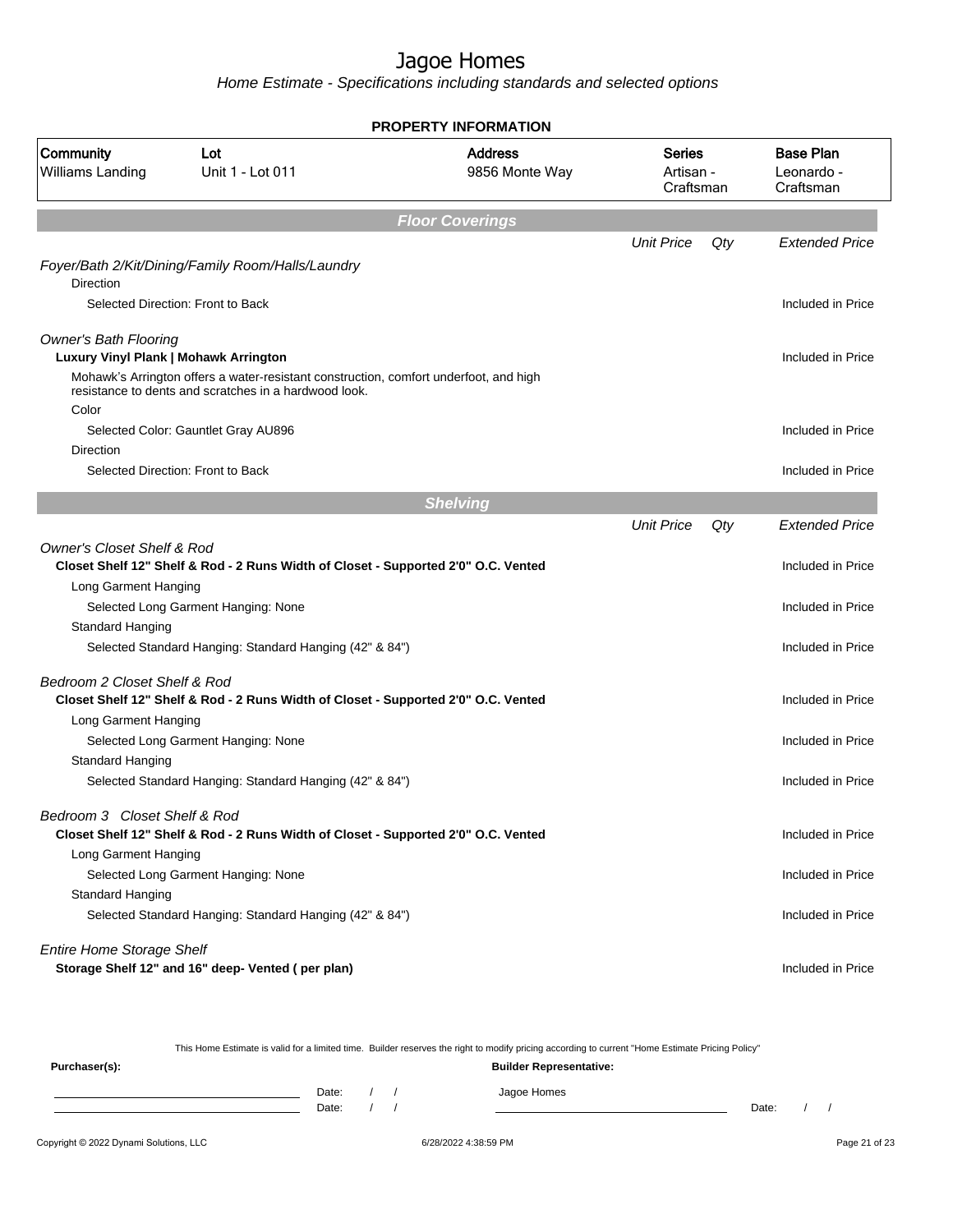# Jagoe Homes

*Home Estimate - Specifications including standards and selected options*

**PROPERTY INFORMATION**

| Community | Lot | Address | Series | Base Plan |
|---|---|---|---|---|
| Williams Landing | Unit 1 - Lot 011 | 9856 Monte Way | Artisan - Craftsman | Leonardo - Craftsman |

## *Floor Coverings*

| | Unit Price | Qty | Extended Price |
|---|---|---|---|
| *Foyer/Bath 2/Kit/Dining/Family Room/Halls/Laundry* | | | |
| Direction | | | |
| Selected Direction: Front to Back | | | Included in Price |
| *Owner's Bath Flooring* | | | |
| **Luxury Vinyl Plank \| Mohawk Arrington** | | | Included in Price |
| Mohawk's Arrington offers a water-resistant construction, comfort underfoot, and high resistance to dents and scratches in a hardwood look. | | | |
| Color | | | |
| Selected Color: Gauntlet Gray AU896 | | | Included in Price |
| Direction | | | |
| Selected Direction: Front to Back | | | Included in Price |

## *Shelving*

| | Unit Price | Qty | Extended Price |
|---|---|---|---|
| *Owner's Closet Shelf & Rod* | | | |
| **Closet Shelf 12" Shelf & Rod - 2 Runs Width of Closet - Supported 2'0" O.C. Vented** | | | Included in Price |
| Long Garment Hanging | | | |
| Selected Long Garment Hanging: None | | | Included in Price |
| Standard Hanging | | | |
| Selected Standard Hanging: Standard Hanging (42" & 84") | | | Included in Price |
| *Bedroom 2 Closet Shelf & Rod* | | | |
| **Closet Shelf 12" Shelf & Rod - 2 Runs Width of Closet - Supported 2'0" O.C. Vented** | | | Included in Price |
| Long Garment Hanging | | | |
| Selected Long Garment Hanging: None | | | Included in Price |
| Standard Hanging | | | |
| Selected Standard Hanging: Standard Hanging (42" & 84") | | | Included in Price |
| *Bedroom 3 Closet Shelf & Rod* | | | |
| **Closet Shelf 12" Shelf & Rod - 2 Runs Width of Closet - Supported 2'0" O.C. Vented** | | | Included in Price |
| Long Garment Hanging | | | |
| Selected Long Garment Hanging: None | | | Included in Price |
| Standard Hanging | | | |
| Selected Standard Hanging: Standard Hanging (42" & 84") | | | Included in Price |
| *Entire Home Storage Shelf* | | | |
| **Storage Shelf 12" and 16" deep- Vented ( per plan)** | | | Included in Price |

This Home Estimate is valid for a limited time. Builder reserves the right to modify pricing according to current "Home Estimate Pricing Policy"

**Purchaser(s):**

Date: / /

Date: / /

**Builder Representative:**

Jagoe Homes

Date: / /

Copyright © 2022 Dynami Solutions, LLC — 6/28/2022 4:38:59 PM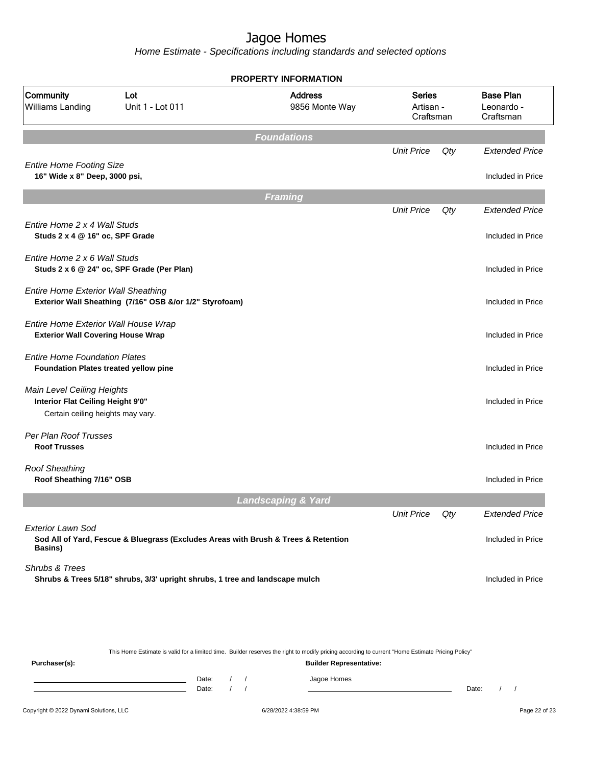# Jagoe Homes

*Home Estimate - Specifications including standards and selected options*

## PROPERTY INFORMATION

| Community | Lot | Address | Series | Base Plan |
|---|---|---|---|---|
| Williams Landing | Unit 1 - Lot 011 | 9856 Monte Way | Artisan - Craftsman | Leonardo - Craftsman |

### Foundations

| | Unit Price | Qty | Extended Price |
|---|---|---|---|
| *Entire Home Footing Size*<br>**16" Wide x 8" Deep, 3000 psi,** | | | Included in Price |

### Framing

| | Unit Price | Qty | Extended Price |
|---|---|---|---|
| *Entire Home 2 x 4 Wall Studs*<br>**Studs 2 x 4 @ 16" oc, SPF Grade** | | | Included in Price |
| *Entire Home 2 x 6 Wall Studs*<br>**Studs 2 x 6 @ 24" oc, SPF Grade (Per Plan)** | | | Included in Price |
| *Entire Home Exterior Wall Sheathing*<br>**Exterior Wall Sheathing (7/16" OSB &/or 1/2" Styrofoam)** | | | Included in Price |
| *Entire Home Exterior Wall House Wrap*<br>**Exterior Wall Covering House Wrap** | | | Included in Price |
| *Entire Home Foundation Plates*<br>**Foundation Plates treated yellow pine** | | | Included in Price |
| *Main Level Ceiling Heights*<br>**Interior Flat Ceiling Height 9'0"**<br>Certain ceiling heights may vary. | | | Included in Price |
| *Per Plan Roof Trusses*<br>**Roof Trusses** | | | Included in Price |
| *Roof Sheathing*<br>**Roof Sheathing 7/16" OSB** | | | Included in Price |

### Landscaping & Yard

| | Unit Price | Qty | Extended Price |
|---|---|---|---|
| *Exterior Lawn Sod*<br>**Sod All of Yard, Fescue & Bluegrass (Excludes Areas with Brush & Trees & Retention Basins)** | | | Included in Price |
| *Shrubs & Trees*<br>**Shrubs & Trees 5/18" shrubs, 3/3' upright shrubs, 1 tree and landscape mulch** | | | Included in Price |

This Home Estimate is valid for a limited time. Builder reserves the right to modify pricing according to current "Home Estimate Pricing Policy"

**Purchaser(s):**

Date: / /

Date: / /

**Builder Representative:**

Jagoe Homes

Date: / /

Copyright © 2022 Dynami Solutions, LLC

6/28/2022 4:38:59 PM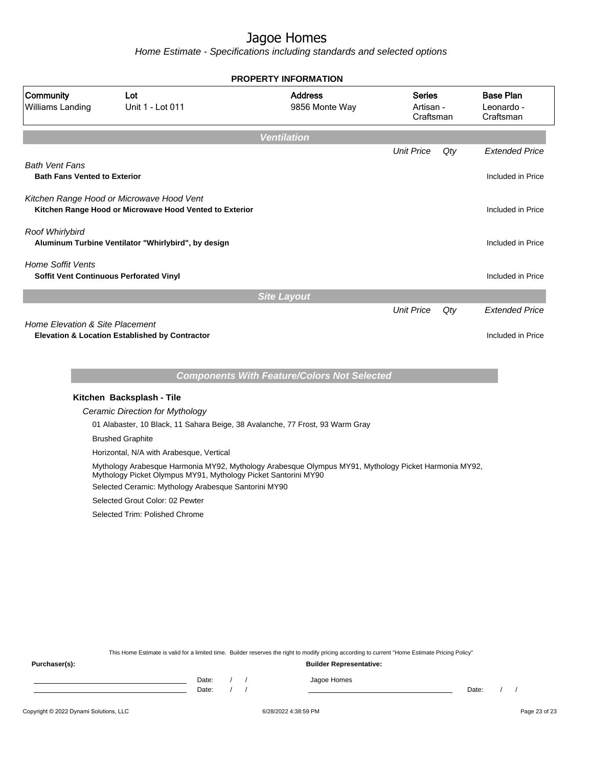# Jagoe Homes

*Home Estimate - Specifications including standards and selected options*

**PROPERTY INFORMATION**

| Community | Lot | Address | Series | Base Plan |
|---|---|---|---|---|
| Williams Landing | Unit 1 - Lot 011 | 9856 Monte Way | Artisan - Craftsman | Leonardo - Craftsman |

## Ventilation

| | Unit Price | Qty | Extended Price |
|---|---|---|---|
| *Bath Vent Fans* | | | |
| **Bath Fans Vented to Exterior** | | | Included in Price |
| *Kitchen Range Hood or Microwave Hood Vent* | | | |
| **Kitchen Range Hood or Microwave Hood Vented to Exterior** | | | Included in Price |
| *Roof Whirlybird* | | | |
| **Aluminum Turbine Ventilator "Whirlybird", by design** | | | Included in Price |
| *Home Soffit Vents* | | | |
| **Soffit Vent Continuous Perforated Vinyl** | | | Included in Price |

## Site Layout

| | Unit Price | Qty | Extended Price |
|---|---|---|---|
| *Home Elevation & Site Placement* | | | |
| **Elevation & Location Established by Contractor** | | | Included in Price |

## Components With Feature/Colors Not Selected

**Kitchen Backsplash - Tile**

*Ceramic Direction for Mythology*

01 Alabaster, 10 Black, 11 Sahara Beige, 38 Avalanche, 77 Frost, 93 Warm Gray

Brushed Graphite

Horizontal, N/A with Arabesque, Vertical

Mythology Arabesque Harmonia MY92, Mythology Arabesque Olympus MY91, Mythology Picket Harmonia MY92, Mythology Picket Olympus MY91, Mythology Picket Santorini MY90

Selected Ceramic: Mythology Arabesque Santorini MY90

Selected Grout Color: 02 Pewter

Selected Trim: Polished Chrome

This Home Estimate is valid for a limited time. Builder reserves the right to modify pricing according to current "Home Estimate Pricing Policy"

**Purchaser(s):** Date: / / Date: / /

**Builder Representative:** Jagoe Homes Date: / /